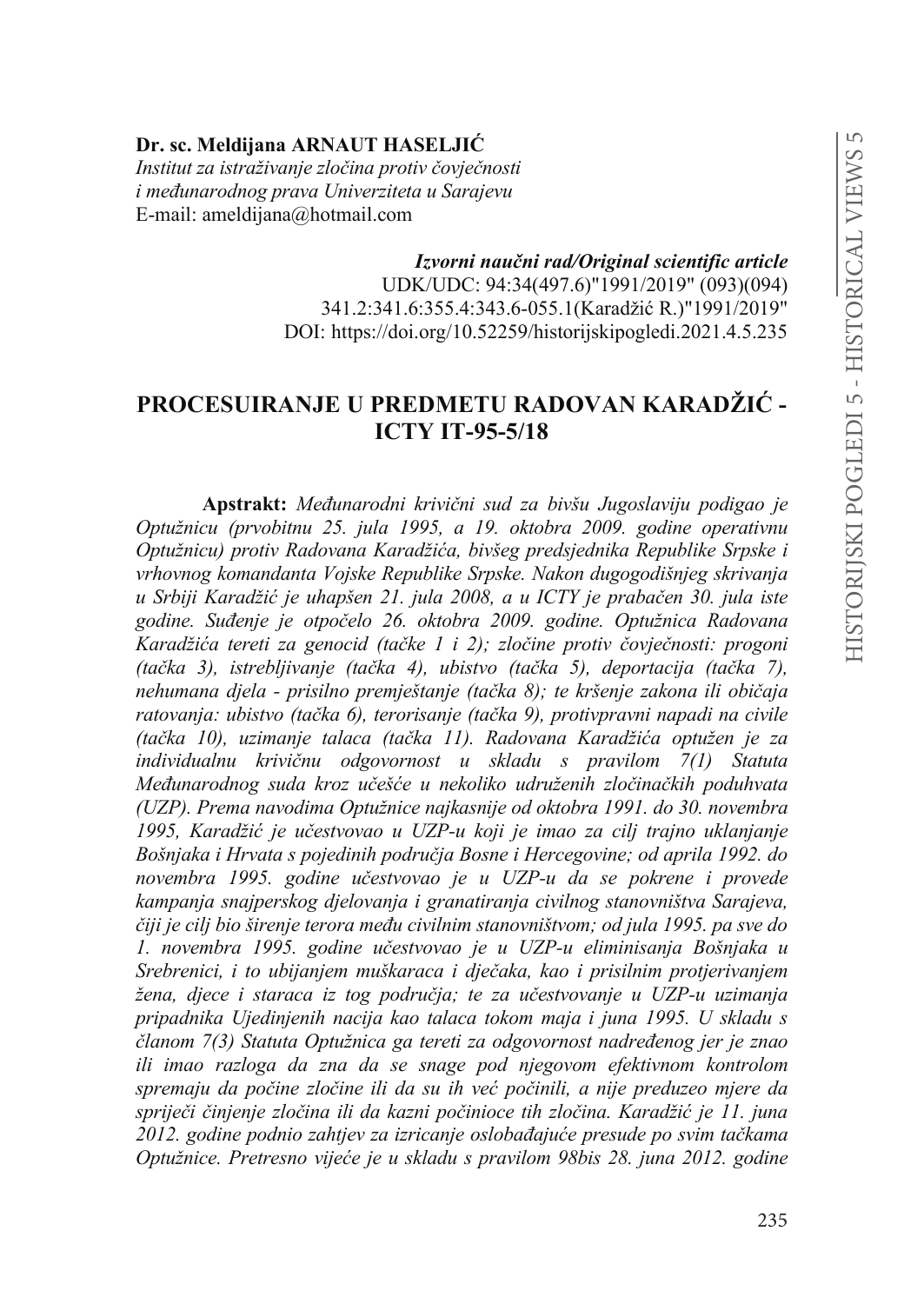**Dr. sc. Meldijana ARNAUT HASELJIĆ**
*Institut za istraživanje zločina protiv čovječnosti i međunarodnog prava Univerziteta u Sarajevu*
E-mail: ameldijana@hotmail.com

***Izvorni naučni rad/Original scientific article***
UDK/UDC: 94:34(497.6)"1991/2019" (093)(094)
341.2:341.6:355.4:343.6-055.1(Karadžić R.)"1991/2019"
DOI: https://doi.org/10.52259/historijskipogledi.2021.4.5.235

# PROCESUIRANJE U PREDMETU RADOVAN KARADŽIĆ - ICTY IT-95-5/18

**Apstrakt:** *Međunarodni krivični sud za bivšu Jugoslaviju podigao je Optužnicu (prvobitnu 25. jula 1995, a 19. oktobra 2009. godine operativnu Optužnicu) protiv Radovana Karadžića, bivšeg predsjednika Republike Srpske i vrhovnog komandanta Vojske Republike Srpske. Nakon dugogodišnjeg skrivanja u Srbiji Karadžić je uhapšen 21. jula 2008, a u ICTY je prabačen 30. jula iste godine. Suđenje je otpočelo 26. oktobra 2009. godine. Optužnica Radovana Karadžića tereti za genocid (tačke 1 i 2); zločine protiv čovječnosti: progoni (tačka 3), istrebljivanje (tačka 4), ubistvo (tačka 5), deportacija (tačka 7), nehumana djela - prisilno premještanje (tačka 8); te kršenje zakona ili običaja ratovanja: ubistvo (tačka 6), terorisanje (tačka 9), protivpravni napadi na civile (tačka 10), uzimanje talaca (tačka 11). Radovana Karadžića optužen je za individualnu krivičnu odgovornost u skladu s pravilom 7(1) Statuta Međunarodnog suda kroz učešće u nekoliko udruženih zločinačkih poduhvata (UZP). Prema navodima Optužnice najkasnije od oktobra 1991. do 30. novembra 1995, Karadžić je učestvovao u UZP-u koji je imao za cilj trajno uklanjanje Bošnjaka i Hrvata s pojedinih područja Bosne i Hercegovine; od aprila 1992. do novembra 1995. godine učestvovao je u UZP-u da se pokrene i provede kampanja snajperskog djelovanja i granatiranja civilnog stanovništva Sarajeva, čiji je cilj bio širenje terora među civilnim stanovništvom; od jula 1995. pa sve do 1. novembra 1995. godine učestvovao je u UZP-u eliminisanja Bošnjaka u Srebrenici, i to ubijanjem muškaraca i dječaka, kao i prisilnim protjerivanjem žena, djece i staraca iz tog područja; te za učestvovanje u UZP-u uzimanja pripadnika Ujedinjenih nacija kao talaca tokom maja i juna 1995. U skladu s članom 7(3) Statuta Optužnica ga tereti za odgovornost nadređenog jer je znao ili imao razloga da zna da se snage pod njegovom efektivnom kontrolom spremaju da počine zločine ili da su ih već počinili, a nije preduzeo mjere da spriječi činjenje zločina ili da kazni počinioce tih zločina. Karadžić je 11. juna 2012. godine podnio zahtjev za izricanje oslobađajuće presude po svim tačkama Optužnice. Pretresno vijeće je u skladu s pravilom 98bis 28. juna 2012. godine*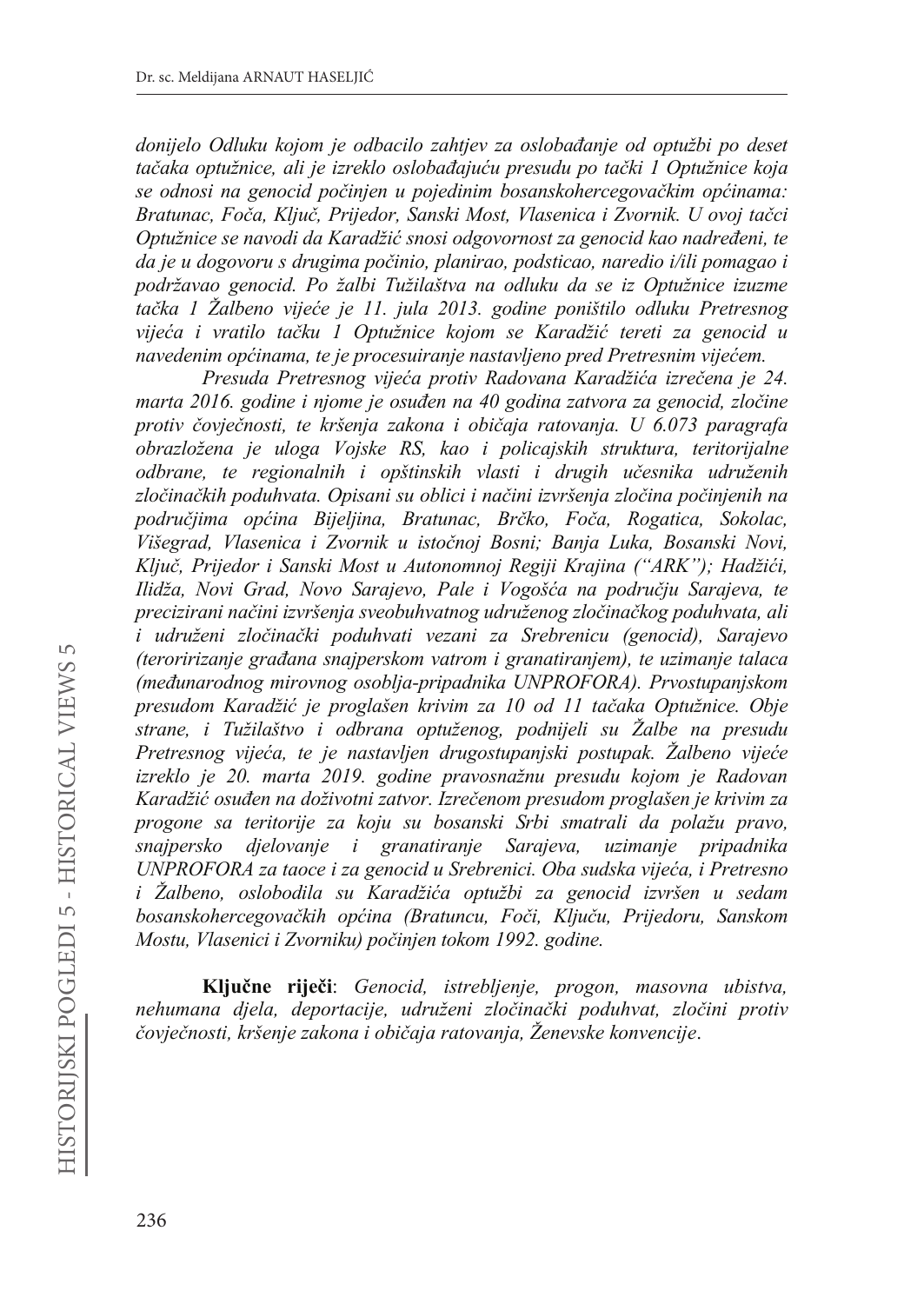*donijelo Odluku kojom je odbacilo zahtjev za oslobađanje od optužbi po deset tačaka optužnice, ali je izreklo oslobađajuću presudu po tački 1 Optužnice koja se odnosi na genocid počinjen u pojedinim bosanskohercegovačkim općinama: Bratunac, Foča, Ključ, Prijedor, Sanski Most, Vlasenica i Zvornik. U ovoj tačci Optužnice se navodi da Karadžić snosi odgovornost za genocid kao nadređeni, te da je u dogovoru s drugima počinio, planirao, podsticao, naredio i/ili pomagao i podržavao genocid. Po žalbi Tužilaštva na odluku da se iz Optužnice izuzme tačka 1 Žalbeno vijeće je 11. jula 2013. godine poništilo odluku Pretresnog vijeća i vratilo tačku 1 Optužnice kojom se Karadžić tereti za genocid u navedenim općinama, te je procesuiranje nastavljeno pred Pretresnim vijećem.*

*Presuda Pretresnog vijeća protiv Radovana Karadžića izrečena je 24. marta 2016. godine i njome je osuđen na 40 godina zatvora za genocid, zločine protiv čovječnosti, te kršenja zakona i običaja ratovanja. U 6.073 paragrafa obrazložena je uloga Vojske RS, kao i policajskih struktura, teritorijalne odbrane, te regionalnih i opštinskih vlasti i drugih učesnika udruženih zločinačkih poduhvata. Opisani su oblici i načini izvršenja zločina počinjenih na područjima općina Bijeljina, Bratunac, Brčko, Foča, Rogatica, Sokolac, Višegrad, Vlasenica i Zvornik u istočnoj Bosni; Banja Luka, Bosanski Novi, Ključ, Prijedor i Sanski Most u Autonomnoj Regiji Krajina ("ARK"); Hadžići, Ilidža, Novi Grad, Novo Sarajevo, Pale i Vogošća na području Sarajeva, te precizirani načini izvršenja sveobuhvatnog udruženog zločinačkog poduhvata, ali i udruženi zločinački poduhvati vezani za Srebrenicu (genocid), Sarajevo (teroririzanje građana snajperskom vatrom i granatiranjem), te uzimanje talaca (međunarodnog mirovnog osoblja-pripadnika UNPROFORA). Prvostupanjskom presudom Karadžić je proglašen krivim za 10 od 11 tačaka Optužnice. Obje strane, i Tužilaštvo i odbrana optuženog, podnijeli su Žalbe na presudu Pretresnog vijeća, te je nastavljen drugostupanjski postupak. Žalbeno vijeće izreklo je 20. marta 2019. godine pravosnažnu presudu kojom je Radovan Karadžić osuđen na doživotni zatvor. Izrečenom presudom proglašen je krivim za progone sa teritorije za koju su bosanski Srbi smatrali da polažu pravo, snajpersko djelovanje i granatiranje Sarajeva, uzimanje pripadnika UNPROFORA za taoce i za genocid u Srebrenici. Oba sudska vijeća, i Pretresno i Žalbeno, oslobodila su Karadžića optužbi za genocid izvršen u sedam bosanskohercegovačkih općina (Bratuncu, Foči, Ključu, Prijedoru, Sanskom Mostu, Vlasenici i Zvorniku) počinjen tokom 1992. godine.*

**Ključne riječi**: *Genocid, istrebljenje, progon, masovna ubistva, nehumana djela, deportacije, udruženi zločinački poduhvat, zločini protiv čovječnosti, kršenje zakona i običaja ratovanja, Ženevske konvencije*.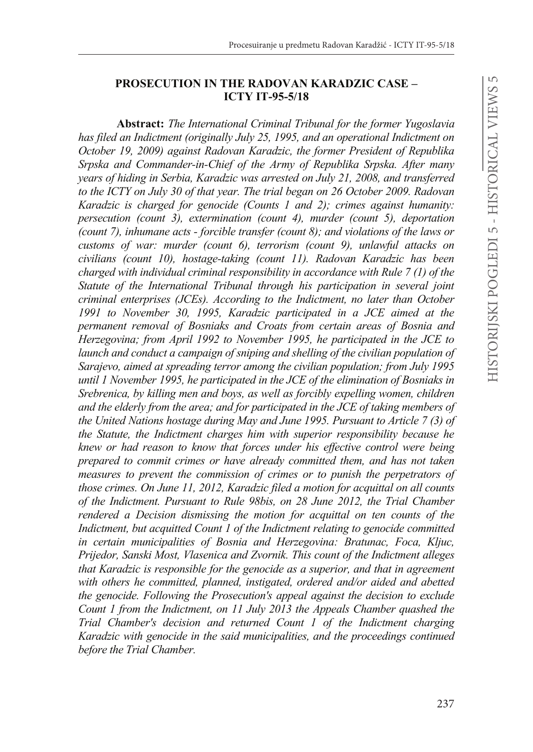## PROSECUTION IN THE RADOVAN KARADZIC CASE – ICTY IT-95-5/18

**Abstract:** *The International Criminal Tribunal for the former Yugoslavia has filed an Indictment (originally July 25, 1995, and an operational Indictment on October 19, 2009) against Radovan Karadzic, the former President of Republika Srpska and Commander-in-Chief of the Army of Republika Srpska. After many years of hiding in Serbia, Karadzic was arrested on July 21, 2008, and transferred to the ICTY on July 30 of that year. The trial began on 26 October 2009. Radovan Karadzic is charged for genocide (Counts 1 and 2); crimes against humanity: persecution (count 3), extermination (count 4), murder (count 5), deportation (count 7), inhumane acts - forcible transfer (count 8); and violations of the laws or customs of war: murder (count 6), terrorism (count 9), unlawful attacks on civilians (count 10), hostage-taking (count 11). Radovan Karadzic has been charged with individual criminal responsibility in accordance with Rule 7 (1) of the Statute of the International Tribunal through his participation in several joint criminal enterprises (JCEs). According to the Indictment, no later than October 1991 to November 30, 1995, Karadzic participated in a JCE aimed at the permanent removal of Bosniaks and Croats from certain areas of Bosnia and Herzegovina; from April 1992 to November 1995, he participated in the JCE to launch and conduct a campaign of sniping and shelling of the civilian population of Sarajevo, aimed at spreading terror among the civilian population; from July 1995 until 1 November 1995, he participated in the JCE of the elimination of Bosniaks in Srebrenica, by killing men and boys, as well as forcibly expelling women, children and the elderly from the area; and for participated in the JCE of taking members of the United Nations hostage during May and June 1995. Pursuant to Article 7 (3) of the Statute, the Indictment charges him with superior responsibility because he knew or had reason to know that forces under his effective control were being prepared to commit crimes or have already committed them, and has not taken measures to prevent the commission of crimes or to punish the perpetrators of those crimes. On June 11, 2012, Karadzic filed a motion for acquittal on all counts of the Indictment. Pursuant to Rule 98bis, on 28 June 2012, the Trial Chamber rendered a Decision dismissing the motion for acquittal on ten counts of the Indictment, but acquitted Count 1 of the Indictment relating to genocide committed in certain municipalities of Bosnia and Herzegovina: Bratunac, Foca, Kljuc, Prijedor, Sanski Most, Vlasenica and Zvornik. This count of the Indictment alleges that Karadzic is responsible for the genocide as a superior, and that in agreement with others he committed, planned, instigated, ordered and/or aided and abetted the genocide. Following the Prosecution's appeal against the decision to exclude Count 1 from the Indictment, on 11 July 2013 the Appeals Chamber quashed the Trial Chamber's decision and returned Count 1 of the Indictment charging Karadzic with genocide in the said municipalities, and the proceedings continued before the Trial Chamber.*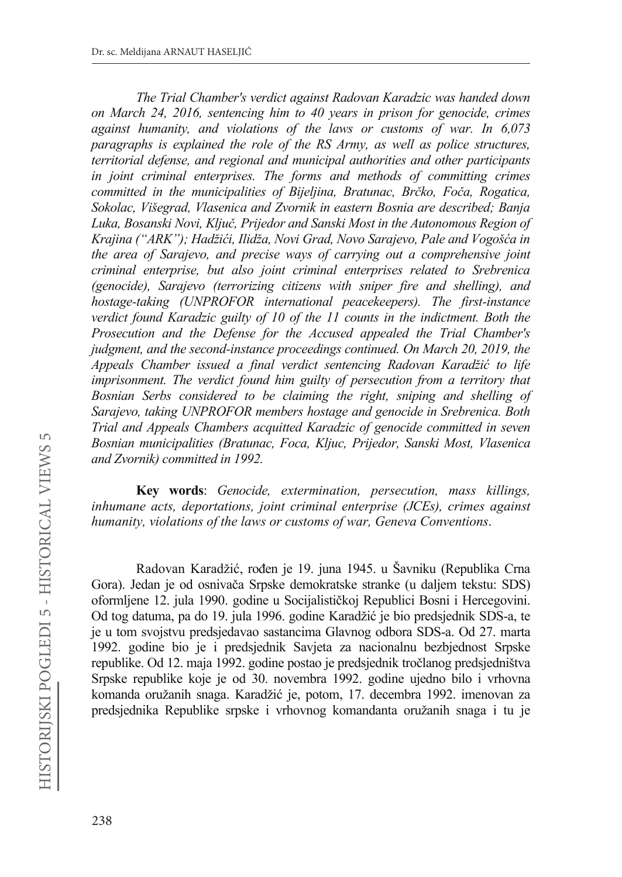*The Trial Chamber's verdict against Radovan Karadzic was handed down on March 24, 2016, sentencing him to 40 years in prison for genocide, crimes against humanity, and violations of the laws or customs of war. In 6,073 paragraphs is explained the role of the RS Army, as well as police structures, territorial defense, and regional and municipal authorities and other participants in joint criminal enterprises. The forms and methods of committing crimes committed in the municipalities of Bijeljina, Bratunac, Brčko, Foča, Rogatica, Sokolac, Višegrad, Vlasenica and Zvornik in eastern Bosnia are described; Banja Luka, Bosanski Novi, Ključ, Prijedor and Sanski Most in the Autonomous Region of Krajina ("ARK"); Hadžići, Ilidža, Novi Grad, Novo Sarajevo, Pale and Vogošća in the area of Sarajevo, and precise ways of carrying out a comprehensive joint criminal enterprise, but also joint criminal enterprises related to Srebrenica (genocide), Sarajevo (terrorizing citizens with sniper fire and shelling), and hostage-taking (UNPROFOR international peacekeepers). The first-instance verdict found Karadzic guilty of 10 of the 11 counts in the indictment. Both the Prosecution and the Defense for the Accused appealed the Trial Chamber's judgment, and the second-instance proceedings continued. On March 20, 2019, the Appeals Chamber issued a final verdict sentencing Radovan Karadžić to life imprisonment. The verdict found him guilty of persecution from a territory that Bosnian Serbs considered to be claiming the right, sniping and shelling of Sarajevo, taking UNPROFOR members hostage and genocide in Srebrenica. Both Trial and Appeals Chambers acquitted Karadzic of genocide committed in seven Bosnian municipalities (Bratunac, Foca, Kljuc, Prijedor, Sanski Most, Vlasenica and Zvornik) committed in 1992.*

**Key words**: *Genocide, extermination, persecution, mass killings, inhumane acts, deportations, joint criminal enterprise (JCEs), crimes against humanity, violations of the laws or customs of war, Geneva Conventions*.

Radovan Karadžić, rođen je 19. juna 1945. u Šavniku (Republika Crna Gora). Jedan je od osnivača Srpske demokratske stranke (u daljem tekstu: SDS) oformljene 12. jula 1990. godine u Socijalističkoj Republici Bosni i Hercegovini. Od tog datuma, pa do 19. jula 1996. godine Karadžić je bio predsjednik SDS-a, te je u tom svojstvu predsjedavao sastancima Glavnog odbora SDS-a. Od 27. marta 1992. godine bio je i predsjednik Savjeta za nacionalnu bezbjednost Srpske republike. Od 12. maja 1992. godine postao je predsjednik tročlanog predsjedništva Srpske republike koje je od 30. novembra 1992. godine ujedno bilo i vrhovna komanda oružanih snaga. Karadžić je, potom, 17. decembra 1992. imenovan za predsjednika Republike srpske i vrhovnog komandanta oružanih snaga i tu je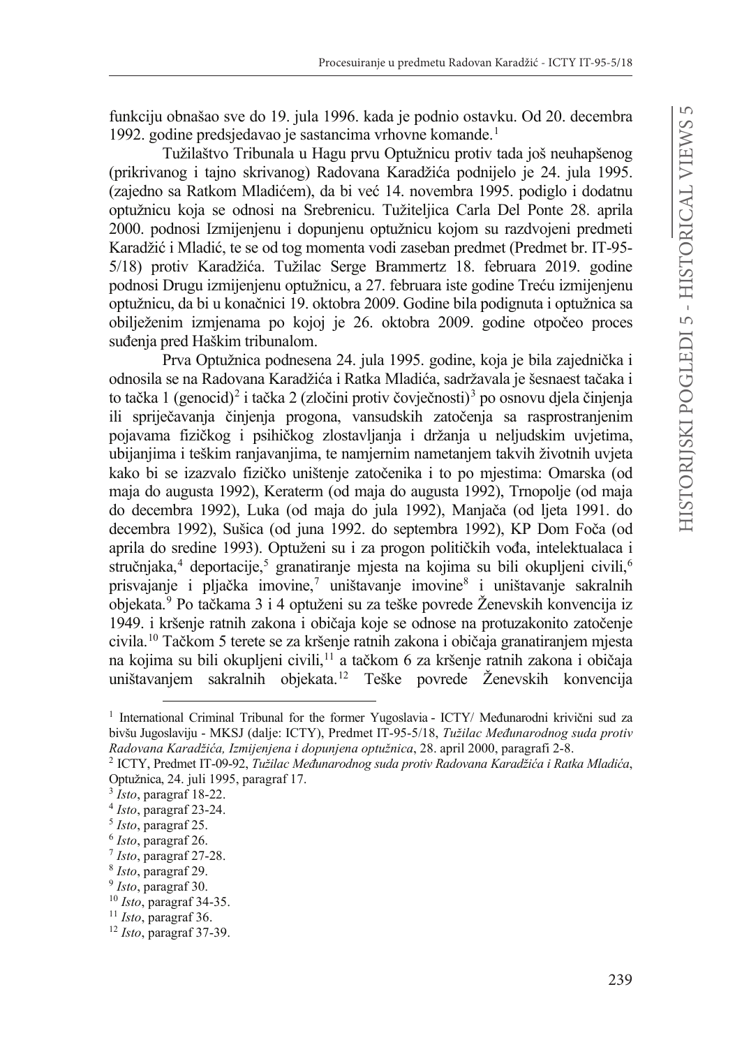funkciju obnašao sve do 19. jula 1996. kada je podnio ostavku. Od 20. decembra 1992. godine predsjedavao je sastancima vrhovne komande.[1]

Tužilaštvo Tribunala u Hagu prvu Optužnicu protiv tada još neuhapšenog (prikrivanog i tajno skrivanog) Radovana Karadžića podnijelo je 24. jula 1995. (zajedno sa Ratkom Mladićem), da bi već 14. novembra 1995. podiglo i dodatnu optužnicu koja se odnosi na Srebrenicu. Tužiteljica Carla Del Ponte 28. aprila 2000. podnosi Izmijenjenu i dopunjenu optužnicu kojom su razdvojeni predmeti Karadžić i Mladić, te se od tog momenta vodi zaseban predmet (Predmet br. IT-95-5/18) protiv Karadžića. Tužilac Serge Brammertz 18. februara 2019. godine podnosi Drugu izmijenjenu optužnicu, a 27. februara iste godine Treću izmijenjenu optužnicu, da bi u konačnici 19. oktobra 2009. Godine bila podignuta i optužnica sa obilježenim izmjenama po kojoj je 26. oktobra 2009. godine otpočeo proces suđenja pred Haškim tribunalom.

Prva Optužnica podnesena 24. jula 1995. godine, koja je bila zajednička i odnosila se na Radovana Karadžića i Ratka Mladića, sadržavala je šesnaest tačaka i to tačka 1 (genocid)[2] i tačka 2 (zločini protiv čovječnosti)[3] po osnovu djela činjenja ili spriječavanja činjenja progona, vansudskih zatočenja sa rasprostranjenim pojavama fizičkog i psihičkog zlostavljanja i držanja u neljudskim uvjetima, ubijanjima i teškim ranjavanjima, te namjernim nametanjem takvih životnih uvjeta kako bi se izazvalo fizičko uništenje zatočenika i to po mjestima: Omarska (od maja do augusta 1992), Keraterm (od maja do augusta 1992), Trnopolje (od maja do decembra 1992), Luka (od maja do jula 1992), Manjača (od ljeta 1991. do decembra 1992), Sušica (od juna 1992. do septembra 1992), KP Dom Foča (od aprila do sredine 1993). Optuženi su i za progon političkih vođa, intelektualaca i stručnjaka,[4] deportacije,[5] granatiranje mjesta na kojima su bili okupljeni civili,[6] prisvajanje i pljačka imovine,[7] uništavanje imovine[8] i uništavanje sakralnih objekata.[9] Po tačkama 3 i 4 optuženi su za teške povrede Ženevskih konvencija iz 1949. i kršenje ratnih zakona i običaja koje se odnose na protuzakonito zatočenje civila.[10] Tačkom 5 terete se za kršenje ratnih zakona i običaja granatiranjem mjesta na kojima su bili okupljeni civili,[11] a tačkom 6 za kršenje ratnih zakona i običaja uništavanjem sakralnih objekata.[12] Teške povrede Ženevskih konvencija

---

[1] International Criminal Tribunal for the former Yugoslavia - ICTY/ Međunarodni krivični sud za bivšu Jugoslaviju - MKSJ (dalje: ICTY), Predmet IT-95-5/18, *Tužilac Međunarodnog suda protiv Radovana Karadžića, Izmijenjena i dopunjena optužnica*, 28. april 2000, paragrafi 2-8.

[2] ICTY, Predmet IT-09-92, *Tužilac Međunarodnog suda protiv Radovana Karadžića i Ratka Mladića*, Optužnica, 24. juli 1995, paragraf 17.

[3] *Isto*, paragraf 18-22.

[4] *Isto*, paragraf 23-24.

[5] *Isto*, paragraf 25.

[6] *Isto*, paragraf 26.

[7] *Isto*, paragraf 27-28.

[8] *Isto*, paragraf 29.

[9] *Isto*, paragraf 30.

[10] *Isto*, paragraf 34-35.

[11] *Isto*, paragraf 36.

[12] *Isto*, paragraf 37-39.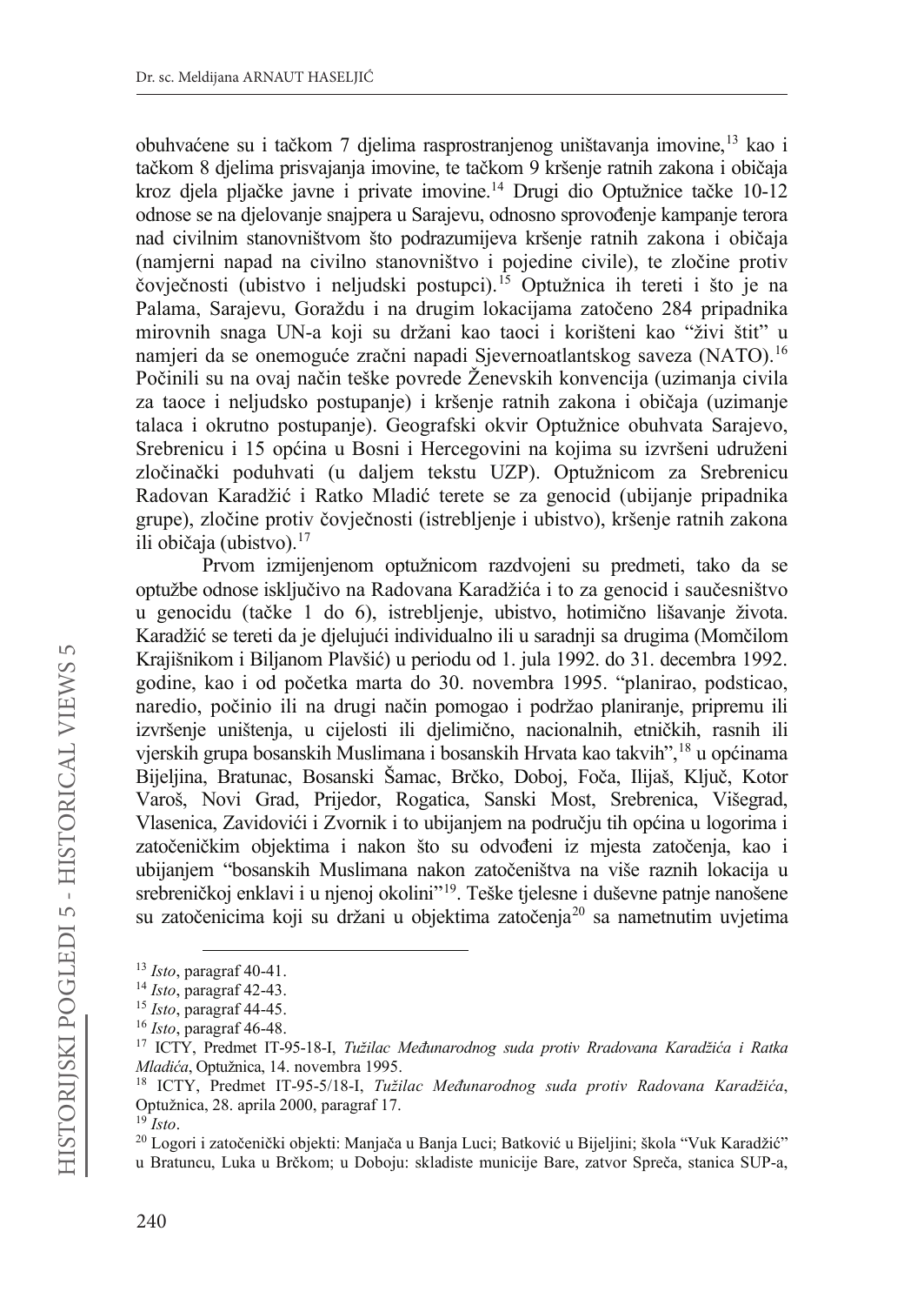obuhvaćene su i tačkom 7 djelima rasprostranjenog uništavanja imovine,[13] kao i tačkom 8 djelima prisvajanja imovine, te tačkom 9 kršenje ratnih zakona i običaja kroz djela pljačke javne i private imovine.[14] Drugi dio Optužnice tačke 10-12 odnose se na djelovanje snajpera u Sarajevu, odnosno sprovođenje kampanje terora nad civilnim stanovništvom što podrazumijeva kršenje ratnih zakona i običaja (namjerni napad na civilno stanovništvo i pojedine civile), te zločine protiv čovječnosti (ubistvo i neljudski postupci).[15] Optužnica ih tereti i što je na Palama, Sarajevu, Goraždu i na drugim lokacijama zatočeno 284 pripadnika mirovnih snaga UN-a koji su držani kao taoci i korišteni kao "živi štit" u namjeri da se onemoguće zračni napadi Sjevernoatlantskog saveza (NATO).[16] Počinili su na ovaj način teške povrede Ženevskih konvencija (uzimanja civila za taoce i neljudsko postupanje) i kršenje ratnih zakona i običaja (uzimanje talaca i okrutno postupanje). Geografski okvir Optužnice obuhvata Sarajevo, Srebrenicu i 15 općina u Bosni i Hercegovini na kojima su izvršeni udruženi zločinački poduhvati (u daljem tekstu UZP). Optužnicom za Srebrenicu Radovan Karadžić i Ratko Mladić terete se za genocid (ubijanje pripadnika grupe), zločine protiv čovječnosti (istrebljenje i ubistvo), kršenje ratnih zakona ili običaja (ubistvo).[17]

Prvom izmijenjenom optužnicom razdvojeni su predmeti, tako da se optužbe odnose isključivo na Radovana Karadžića i to za genocid i saučesništvo u genocidu (tačke 1 do 6), istrebljenje, ubistvo, hotimično lišavanje života. Karadžić se tereti da je djelujući individualno ili u saradnji sa drugima (Momčilom Krajišnikom i Biljanom Plavšić) u periodu od 1. jula 1992. do 31. decembra 1992. godine, kao i od početka marta do 30. novembra 1995. "planirao, podsticao, naredio, počinio ili na drugi način pomogao i podržao planiranje, pripremu ili izvršenje uništenja, u cijelosti ili djelimično, nacionalnih, etničkih, rasnih ili vjerskih grupa bosanskih Muslimana i bosanskih Hrvata kao takvih",[18] u općinama Bijeljina, Bratunac, Bosanski Šamac, Brčko, Doboj, Foča, Ilijaš, Ključ, Kotor Varoš, Novi Grad, Prijedor, Rogatica, Sanski Most, Srebrenica, Višegrad, Vlasenica, Zavidovići i Zvornik i to ubijanjem na području tih općina u logorima i zatočeničkim objektima i nakon što su odvođeni iz mjesta zatočenja, kao i ubijanjem "bosanskih Muslimana nakon zatočeništva na više raznih lokacija u srebreničkoj enklavi i u njenoj okolini"[19]. Teške tjelesne i duševne patnje nanošene su zatočenicima koji su držani u objektima zatočenja[20] sa nametnutim uvjetima

---

[13] *Isto*, paragraf 40-41.

[14] *Isto*, paragraf 42-43.

[15] *Isto*, paragraf 44-45.

[16] *Isto*, paragraf 46-48.

[17] ICTY, Predmet IT-95-18-I, *Tužilac Međunarodnog suda protiv Rradovana Karadžića i Ratka Mladića*, Optužnica, 14. novembra 1995.

[18] ICTY, Predmet IT-95-5/18-I, *Tužilac Međunarodnog suda protiv Radovana Karadžića*, Optužnica, 28. aprila 2000, paragraf 17.

[19] *Isto*.

[20] Logori i zatočenički objekti: Manjača u Banja Luci; Batković u Bijeljini; škola "Vuk Karadžić" u Bratuncu, Luka u Brčkom; u Doboju: skladiste municije Bare, zatvor Spreča, stanica SUP-a,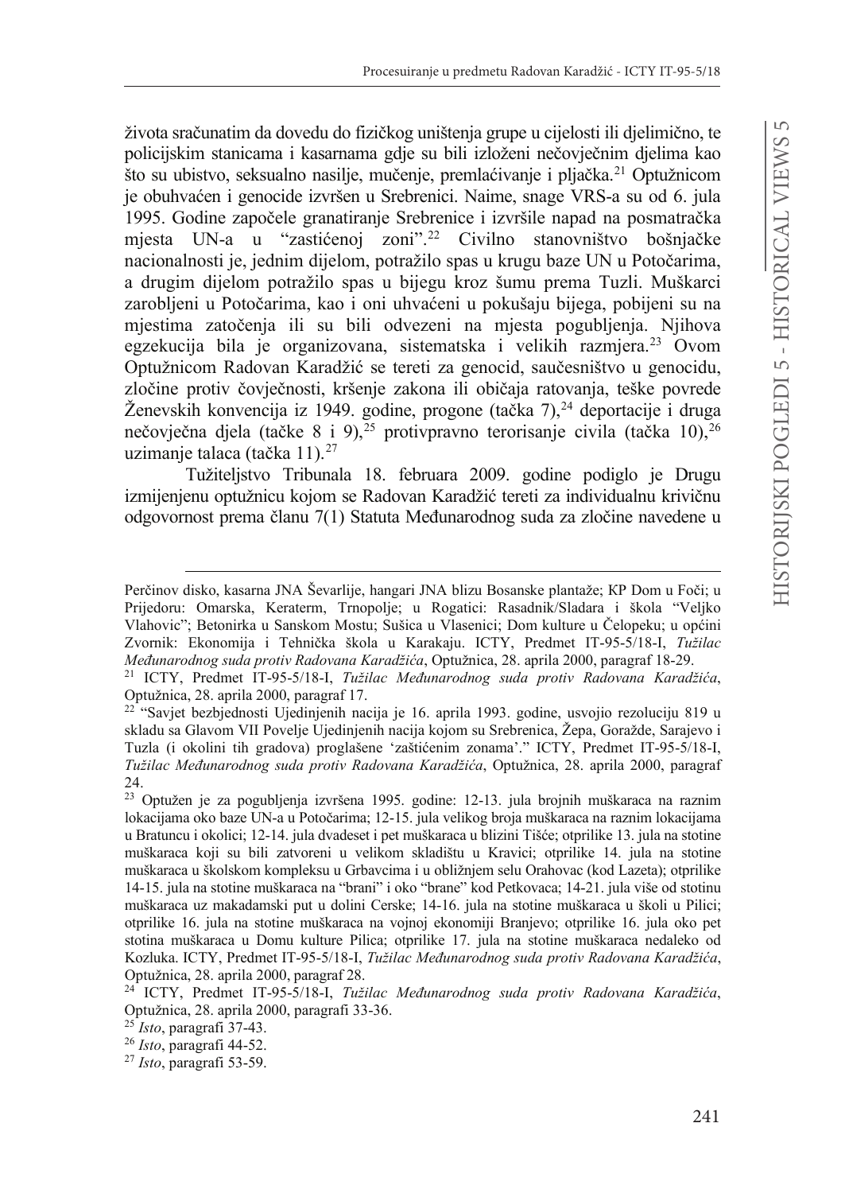života sračunatim da dovedu do fizičkog uništenja grupe u cijelosti ili djelimično, te policijskim stanicama i kasarnama gdje su bili izloženi nečovječnim djelima kao što su ubistvo, seksualno nasilje, mučenje, premlaćivanje i pljačka.[21] Optužnicom je obuhvaćen i genocide izvršen u Srebrenici. Naime, snage VRS-a su od 6. jula 1995. Godine započele granatiranje Srebrenice i izvršile napad na posmatračka mjesta UN-a u "zastićenoj zoni".[22] Civilno stanovništvo bošnjačke nacionalnosti je, jednim dijelom, potražilo spas u krugu baze UN u Potočarima, a drugim dijelom potražilo spas u bijegu kroz šumu prema Tuzli. Muškarci zarobljeni u Potočarima, kao i oni uhvaćeni u pokušaju bijega, pobijeni su na mjestima zatočenja ili su bili odvezeni na mjesta pogubljenja. Njihova egzekucija bila je organizovana, sistematska i velikih razmjera.[23] Ovom Optužnicom Radovan Karadžić se tereti za genocid, saučesništvo u genocidu, zločine protiv čovječnosti, kršenje zakona ili običaja ratovanja, teške povrede Ženevskih konvencija iz 1949. godine, progone (tačka 7),[24] deportacije i druga nečovječna djela (tačke 8 i 9),[25] protivpravno terorisanje civila (tačka 10),[26] uzimanje talaca (tačka 11).[27]

Tužiteljstvo Tribunala 18. februara 2009. godine podiglo je Drugu izmijenjenu optužnicu kojom se Radovan Karadžić tereti za individualnu krivičnu odgovornost prema članu 7(1) Statuta Međunarodnog suda za zločine navedene u

---

Perčinov disko, kasarna JNA Ševarlije, hangari JNA blizu Bosanske plantaže; KP Dom u Foči; u Prijedoru: Omarska, Keraterm, Trnopolje; u Rogatici: Rasadnik/Sladara i škola "Veljko Vlahovic"; Betonirka u Sanskom Mostu; Sušica u Vlasenici; Dom kulture u Čelopeku; u općini Zvornik: Ekonomija i Tehnička škola u Karakaju. ICTY, Predmet IT-95-5/18-I, *Tužilac Međunarodnog suda protiv Radovana Karadžića*, Optužnica, 28. aprila 2000, paragraf 18-29.

[21] ICTY, Predmet IT-95-5/18-I, *Tužilac Međunarodnog suda protiv Radovana Karadžića*, Optužnica, 28. aprila 2000, paragraf 17.

[22] "Savjet bezbjednosti Ujedinjenih nacija je 16. aprila 1993. godine, usvojio rezoluciju 819 u skladu sa Glavom VII Povelje Ujedinjenih nacija kojom su Srebrenica, Žepa, Goražde, Sarajevo i Tuzla (i okolini tih gradova) proglašene 'zaštićenim zonama'." ICTY, Predmet IT-95-5/18-I, *Tužilac Međunarodnog suda protiv Radovana Karadžića*, Optužnica, 28. aprila 2000, paragraf 24.

[23] Optužen je za pogubljenja izvršena 1995. godine: 12-13. jula brojnih muškaraca na raznim lokacijama oko baze UN-a u Potočarima; 12-15. jula velikog broja muškaraca na raznim lokacijama u Bratuncu i okolici; 12-14. jula dvadeset i pet muškaraca u blizini Tišće; otprilike 13. jula na stotine muškaraca koji su bili zatvoreni u velikom skladištu u Kravici; otprilike 14. jula na stotine muškaraca u školskom kompleksu u Grbavcima i u obližnjem selu Orahovac (kod Lazeta); otprilike 14-15. jula na stotine muškaraca na "brani" i oko "brane" kod Petkovaca; 14-21. jula više od stotinu muškaraca uz makadamski put u dolini Cerske; 14-16. jula na stotine muškaraca u školi u Pilici; otprilike 16. jula na stotine muškaraca na vojnoj ekonomiji Branjevo; otprilike 16. jula oko pet stotina muškaraca u Domu kulture Pilica; otprilike 17. jula na stotine muškaraca nedaleko od Kozluka. ICTY, Predmet IT-95-5/18-I, *Tužilac Međunarodnog suda protiv Radovana Karadžića*, Optužnica, 28. aprila 2000, paragraf 28.

[24] ICTY, Predmet IT-95-5/18-I, *Tužilac Međunarodnog suda protiv Radovana Karadžića*, Optužnica, 28. aprila 2000, paragrafi 33-36.

[25] *Isto*, paragrafi 37-43.

[26] *Isto*, paragrafi 44-52.

[27] *Isto*, paragrafi 53-59.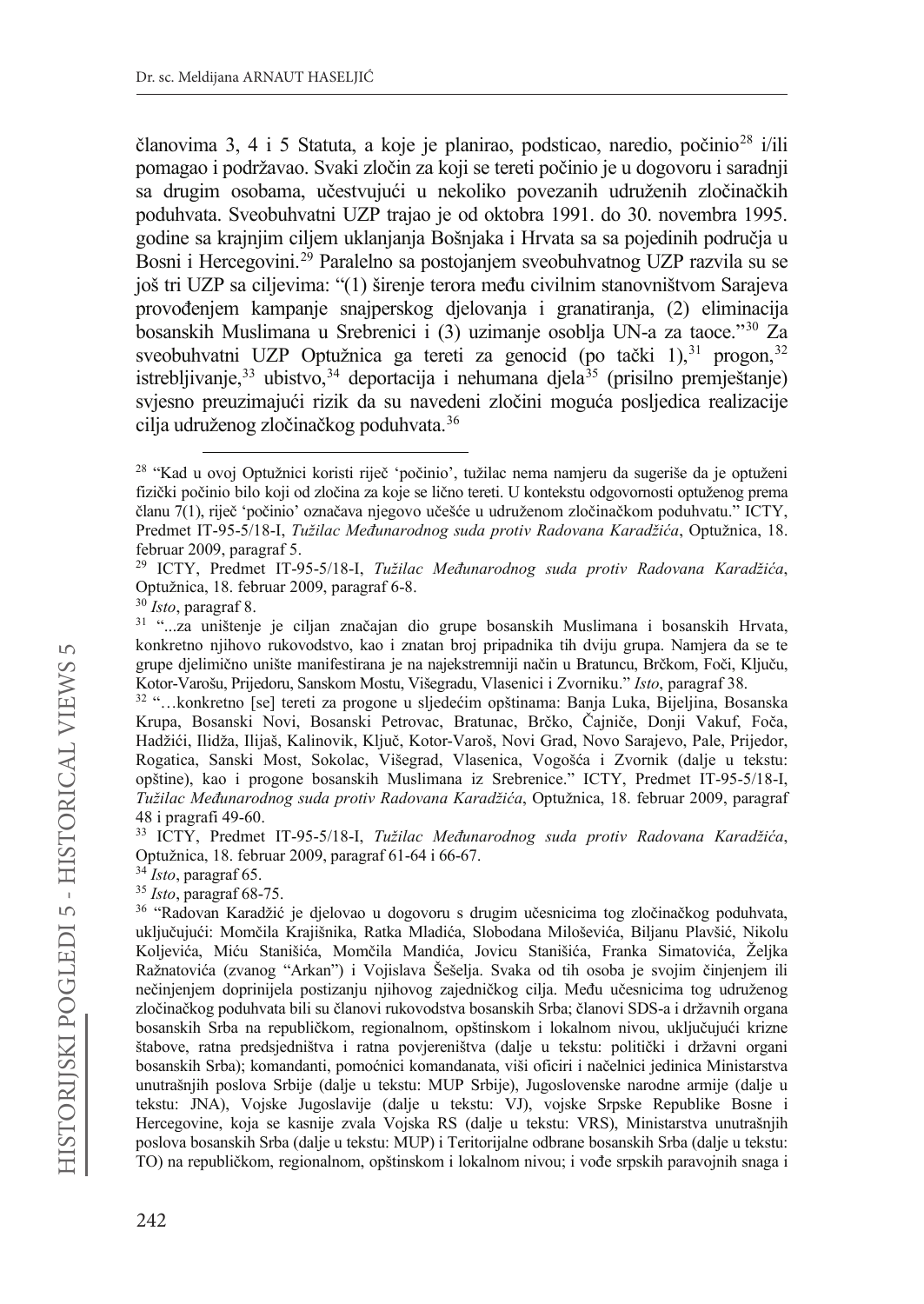članovima 3, 4 i 5 Statuta, a koje je planirao, podsticao, naredio, počinio[28] i/ili pomagao i podržavao. Svaki zločin za koji se tereti počinio je u dogovoru i saradnji sa drugim osobama, učestvujući u nekoliko povezanih udruženih zločinačkih poduhvata. Sveobuhvatni UZP trajao je od oktobra 1991. do 30. novembra 1995. godine sa krajnjim ciljem uklanjanja Bošnjaka i Hrvata sa sa pojedinih područja u Bosni i Hercegovini.[29] Paralelno sa postojanjem sveobuhvatnog UZP razvila su se još tri UZP sa ciljevima: "(1) širenje terora među civilnim stanovništvom Sarajeva provođenjem kampanje snajperskog djelovanja i granatiranja, (2) eliminacija bosanskih Muslimana u Srebrenici i (3) uzimanje osoblja UN-a za taoce."[30] Za sveobuhvatni UZP Optužnica ga tereti za genocid (po tački 1),[31] progon,[32] istrebljivanje,[33] ubistvo,[34] deportacija i nehumana djela[35] (prisilno premještanje) svjesno preuzimajući rizik da su navedeni zločini moguća posljedica realizacije cilja udruženog zločinačkog poduhvata.[36]

---

[28] "Kad u ovoj Optužnici koristi riječ 'počinio', tužilac nema namjeru da sugeriše da je optuženi fizički počinio bilo koji od zločina za koje se lično tereti. U kontekstu odgovornosti optuženog prema članu 7(1), riječ 'počinio' označava njegovo učešće u udruženom zločinačkom poduhvatu." ICTY, Predmet IT-95-5/18-I, *Tužilac Međunarodnog suda protiv Radovana Karadžića*, Optužnica, 18. februar 2009, paragraf 5.

[29] ICTY, Predmet IT-95-5/18-I, *Tužilac Međunarodnog suda protiv Radovana Karadžića*, Optužnica, 18. februar 2009, paragraf 6-8.

[30] *Isto*, paragraf 8.

[31] "...za uništenje je ciljan značajan dio grupe bosanskih Muslimana i bosanskih Hrvata, konkretno njihovo rukovodstvo, kao i znatan broj pripadnika tih dviju grupa. Namjera da se te grupe djelimično unište manifestirana je na najekstremniji način u Bratuncu, Brčkom, Foči, Ključu, Kotor-Varošu, Prijedoru, Sanskom Mostu, Višegradu, Vlasenici i Zvorniku." *Isto*, paragraf 38.

[32] "…konkretno [se] tereti za progone u sljedećim opštinama: Banja Luka, Bijeljina, Bosanska Krupa, Bosanski Novi, Bosanski Petrovac, Bratunac, Brčko, Čajniče, Donji Vakuf, Foča, Hadžići, Ilidža, Ilijaš, Kalinovik, Ključ, Kotor-Varoš, Novi Grad, Novo Sarajevo, Pale, Prijedor, Rogatica, Sanski Most, Sokolac, Višegrad, Vlasenica, Vogošća i Zvornik (dalje u tekstu: opštine), kao i progone bosanskih Muslimana iz Srebrenice." ICTY, Predmet IT-95-5/18-I, *Tužilac Međunarodnog suda protiv Radovana Karadžića*, Optužnica, 18. februar 2009, paragraf 48 i pragrafi 49-60.

[33] ICTY, Predmet IT-95-5/18-I, *Tužilac Međunarodnog suda protiv Radovana Karadžića*, Optužnica, 18. februar 2009, paragraf 61-64 i 66-67.

[34] *Isto*, paragraf 65.

[35] *Isto*, paragraf 68-75.

[36] "Radovan Karadžić je djelovao u dogovoru s drugim učesnicima tog zločinačkog poduhvata, uključujući: Momčila Krajišnika, Ratka Mladića, Slobodana Miloševića, Biljanu Plavšić, Nikolu Koljevića, Miću Stanišića, Momčila Mandića, Jovicu Stanišića, Franka Simatovića, Željka Ražnatovića (zvanog "Arkan") i Vojislava Šešelja. Svaka od tih osoba je svojim činjenjem ili nečinjenjem doprinijela postizanju njihovog zajedničkog cilja. Među učesnicima tog udruženog zločinačkog poduhvata bili su članovi rukovodstva bosanskih Srba; članovi SDS-a i državnih organa bosanskih Srba na republičkom, regionalnom, opštinskom i lokalnom nivou, uključujući krizne štabove, ratna predsjedništva i ratna povjereništva (dalje u tekstu: politički i državni organi bosanskih Srba); komandanti, pomoćnici komandanata, viši oficiri i načelnici jedinica Ministarstva unutrašnjih poslova Srbije (dalje u tekstu: MUP Srbije), Jugoslovenske narodne armije (dalje u tekstu: JNA), Vojske Jugoslavije (dalje u tekstu: VJ), vojske Srpske Republike Bosne i Hercegovine, koja se kasnije zvala Vojska RS (dalje u tekstu: VRS), Ministarstva unutrašnjih poslova bosanskih Srba (dalje u tekstu: MUP) i Teritorijalne odbrane bosanskih Srba (dalje u tekstu: TO) na republičkom, regionalnom, opštinskom i lokalnom nivou; i vođe srpskih paravojnih snaga i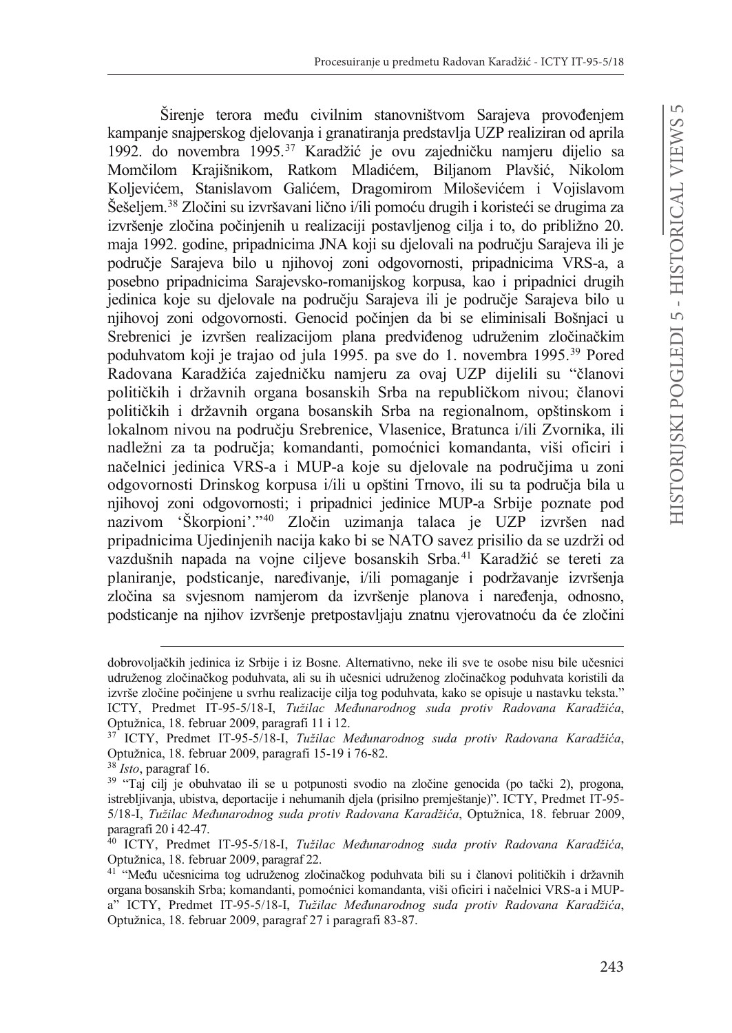Širenje terora među civilnim stanovništvom Sarajeva provođenjem kampanje snajperskog djelovanja i granatiranja predstavlja UZP realiziran od aprila 1992. do novembra 1995.[37] Karadžić je ovu zajedničku namjeru dijelio sa Momčilom Krajišnikom, Ratkom Mladićem, Biljanom Plavšić, Nikolom Koljevićem, Stanislavom Galićem, Dragomirom Miloševićem i Vojislavom Šešeljem.[38] Zločini su izvršavani lično i/ili pomoću drugih i koristeći se drugima za izvršenje zločina počinjenih u realizaciji postavljenog cilja i to, do približno 20. maja 1992. godine, pripadnicima JNA koji su djelovali na području Sarajeva ili je područje Sarajeva bilo u njihovoj zoni odgovornosti, pripadnicima VRS-a, a posebno pripadnicima Sarajevsko-romanijskog korpusa, kao i pripadnici drugih jedinica koje su djelovale na području Sarajeva ili je područje Sarajeva bilo u njihovoj zoni odgovornosti. Genocid počinjen da bi se eliminisali Bošnjaci u Srebrenici je izvršen realizacijom plana predviđenog udruženim zločinačkim poduhvatom koji je trajao od jula 1995. pa sve do 1. novembra 1995.[39] Pored Radovana Karadžića zajedničku namjeru za ovaj UZP dijelili su "članovi političkih i državnih organa bosanskih Srba na republičkom nivou; članovi političkih i državnih organa bosanskih Srba na regionalnom, opštinskom i lokalnom nivou na području Srebrenice, Vlasenice, Bratunca i/ili Zvornika, ili nadležni za ta područja; komandanti, pomoćnici komandanta, viši oficiri i načelnici jedinica VRS-a i MUP-a koje su djelovale na područjima u zoni odgovornosti Drinskog korpusa i/ili u opštini Trnovo, ili su ta područja bila u njihovoj zoni odgovornosti; i pripadnici jedinice MUP-a Srbije poznate pod nazivom 'Škorpioni'."[40] Zločin uzimanja talaca je UZP izvršen nad pripadnicima Ujedinjenih nacija kako bi se NATO savez prisilio da se uzdrži od vazdušnih napada na vojne ciljeve bosanskih Srba.[41] Karadžić se tereti za planiranje, podsticanje, naređivanje, i/ili pomaganje i podržavanje izvršenja zločina sa svjesnom namjerom da izvršenje planova i naređenja, odnosno, podsticanje na njihov izvršenje pretpostavljaju znatnu vjerovatnoću da će zločini

---

dobrovoljačkih jedinica iz Srbije i iz Bosne. Alternativno, neke ili sve te osobe nisu bile učesnici udruženog zločinačkog poduhvata, ali su ih učesnici udruženog zločinačkog poduhvata koristili da izvrše zločine počinjene u svrhu realizacije cilja tog poduhvata, kako se opisuje u nastavku teksta." ICTY, Predmet IT-95-5/18-I, *Tužilac Međunarodnog suda protiv Radovana Karadžića*, Optužnica, 18. februar 2009, paragrafi 11 i 12.

[37] ICTY, Predmet IT-95-5/18-I, *Tužilac Međunarodnog suda protiv Radovana Karadžića*, Optužnica, 18. februar 2009, paragrafi 15-19 i 76-82.

[38] *Isto*, paragraf 16.

[39] "Taj cilj je obuhvatao ili se u potpunosti svodio na zločine genocida (po tački 2), progona, istrebljivanja, ubistva, deportacije i nehumanih djela (prisilno premještanje)". ICTY, Predmet IT-95-5/18-I, *Tužilac Međunarodnog suda protiv Radovana Karadžića*, Optužnica, 18. februar 2009, paragrafi 20 i 42-47.

[40] ICTY, Predmet IT-95-5/18-I, *Tužilac Međunarodnog suda protiv Radovana Karadžića*, Optužnica, 18. februar 2009, paragraf 22.

[41] "Među učesnicima tog udruženog zločinačkog poduhvata bili su i članovi političkih i državnih organa bosanskih Srba; komandanti, pomoćnici komandanta, viši oficiri i načelnici VRS-a i MUP-a" ICTY, Predmet IT-95-5/18-I, *Tužilac Međunarodnog suda protiv Radovana Karadžića*, Optužnica, 18. februar 2009, paragraf 27 i paragrafi 83-87.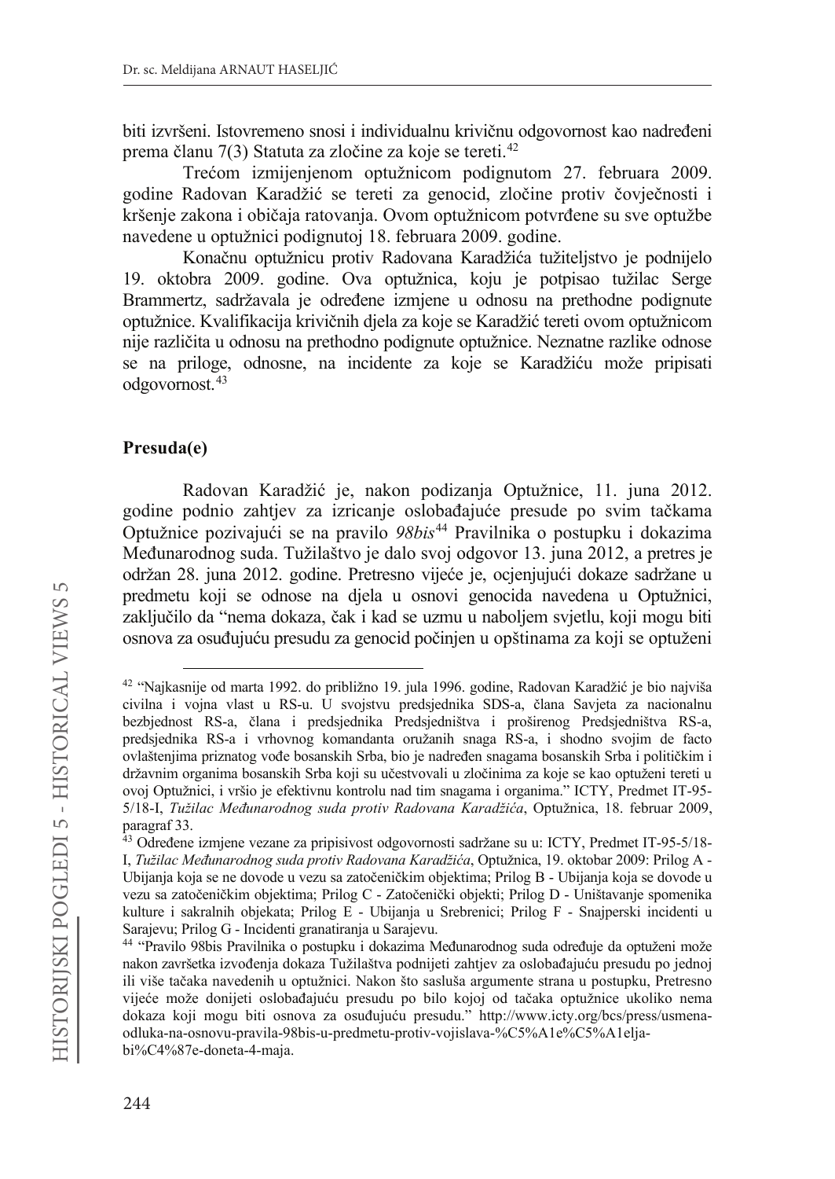biti izvršeni. Istovremeno snosi i individualnu krivičnu odgovornost kao nadređeni prema članu 7(3) Statuta za zločine za koje se tereti.[42]

Trećom izmijenjenom optužnicom podignutom 27. februara 2009. godine Radovan Karadžić se tereti za genocid, zločine protiv čovječnosti i kršenje zakona i običaja ratovanja. Ovom optužnicom potvrđene su sve optužbe navedene u optužnici podignutoj 18. februara 2009. godine.

Konačnu optužnicu protiv Radovana Karadžića tužiteljstvo je podnijelo 19. oktobra 2009. godine. Ova optužnica, koju je potpisao tužilac Serge Brammertz, sadržavala je određene izmjene u odnosu na prethodne podignute optužnice. Kvalifikacija krivičnih djela za koje se Karadžić tereti ovom optužnicom nije različita u odnosu na prethodno podignute optužnice. Neznatne razlike odnose se na priloge, odnosne, na incidente za koje se Karadžiću može pripisati odgovornost.[43]

## Presuda(e)

Radovan Karadžić je, nakon podizanja Optužnice, 11. juna 2012. godine podnio zahtjev za izricanje oslobađajuće presude po svim tačkama Optužnice pozivajući se na pravilo *98bis*[44] Pravilnika o postupku i dokazima Međunarodnog suda. Tužilaštvo je dalo svoj odgovor 13. juna 2012, a pretres je održan 28. juna 2012. godine. Pretresno vijeće je, ocjenjujući dokaze sadržane u predmetu koji se odnose na djela u osnovi genocida navedena u Optužnici, zaključilo da "nema dokaza, čak i kad se uzmu u naboljem svjetlu, koji mogu biti osnova za osuđujuću presudu za genocid počinjen u opštinama za koji se optuženi

---

[42] "Najkasnije od marta 1992. do približno 19. jula 1996. godine, Radovan Karadžić je bio najviša civilna i vojna vlast u RS-u. U svojstvu predsjednika SDS-a, člana Savjeta za nacionalnu bezbjednost RS-a, člana i predsjednika Predsjedništva i proširenog Predsjedništva RS-a, predsjednika RS-a i vrhovnog komandanta oružanih snaga RS-a, i shodno svojim de facto ovlaštenjima priznatog vođe bosanskih Srba, bio je nadređen snagama bosanskih Srba i političkim i državnim organima bosanskih Srba koji su učestvovali u zločinima za koje se kao optuženi tereti u ovoj Optužnici, i vršio je efektivnu kontrolu nad tim snagama i organima." ICTY, Predmet IT-95-5/18-I, *Tužilac Međunarodnog suda protiv Radovana Karadžića*, Optužnica, 18. februar 2009, paragraf 33.

[43] Određene izmjene vezane za pripisivost odgovornosti sadržane su u: ICTY, Predmet IT-95-5/18-I, *Tužilac Međunarodnog suda protiv Radovana Karadžića*, Optužnica, 19. oktobar 2009: Prilog A - Ubijanja koja se ne dovode u vezu sa zatočeničkim objektima; Prilog B - Ubijanja koja se dovode u vezu sa zatočeničkim objektima; Prilog C - Zatočenički objekti; Prilog D - Uništavanje spomenika kulture i sakralnih objekata; Prilog E - Ubijanja u Srebrenici; Prilog F - Snajperski incidenti u Sarajevu; Prilog G - Incidenti granatiranja u Sarajevu.

[44] "Pravilo 98bis Pravilnika o postupku i dokazima Međunarodnog suda određuje da optuženi može nakon završetka izvođenja dokaza Tužilaštva podnijeti zahtjev za oslobađajuću presudu po jednoj ili više tačaka navedenih u optužnici. Nakon što sasluša argumente strana u postupku, Pretresno vijeće može donijeti oslobađajuću presudu po bilo kojoj od tačaka optužnice ukoliko nema dokaza koji mogu biti osnova za osuđujuću presudu." http://www.icty.org/bcs/press/usmena-odluka-na-osnovu-pravila-98bis-u-predmetu-protiv-vojislava-%C5%A1e%C5%A1elja-bi%C4%87e-doneta-4-maja.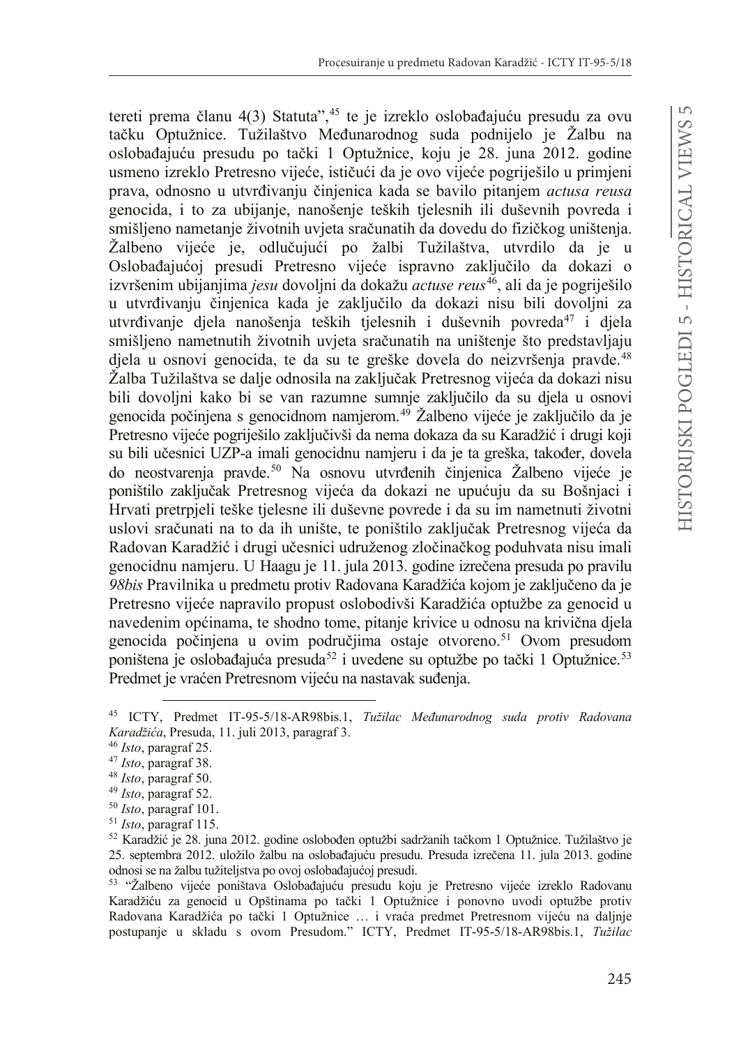tereti prema članu 4(3) Statuta",[45] te je izreklo oslobađajuću presudu za ovu tačku Optužnice. Tužilaštvo Međunarodnog suda podnijelo je Žalbu na oslobađajuću presudu po tački 1 Optužnice, koju je 28. juna 2012. godine usmeno izreklo Pretresno vijeće, ističući da je ovo vijeće pogriješilo u primjeni prava, odnosno u utvrđivanju činjenica kada se bavilo pitanjem *actusa reusa* genocida, i to za ubijanje, nanošenje teških tjelesnih ili duševnih povreda i smišljeno nametanje životnih uvjeta sračunatih da dovedu do fizičkog uništenja. Žalbeno vijeće je, odlučujući po žalbi Tužilaštva, utvrdilo da je u Oslobađajućoj presudi Pretresno vijeće ispravno zaključilo da dokazi o izvršenim ubijanjima *jesu* dovoljni da dokažu *actuse reus*[46], ali da je pogriješilo u utvrđivanju činjenica kada je zaključilo da dokazi nisu bili dovoljni za utvrđivanje djela nanošenja teških tjelesnih i duševnih povreda[47] i djela smišljeno nametnutih životnih uvjeta sračunatih na uništenje što predstavljaju djela u osnovi genocida, te da su te greške dovela do neizvršenja pravde.[48] Žalba Tužilaštva se dalje odnosila na zaključak Pretresnog vijeća da dokazi nisu bili dovoljni kako bi se van razumne sumnje zaključilo da su djela u osnovi genocida počinjena s genocidnom namjerom.[49] Žalbeno vijeće je zaključilo da je Pretresno vijeće pogriješilo zaključivši da nema dokaza da su Karadžić i drugi koji su bili učesnici UZP-a imali genocidnu namjeru i da je ta greška, također, dovela do neostvarenja pravde.[50] Na osnovu utvrđenih činjenica Žalbeno vijeće je poništilo zaključak Pretresnog vijeća da dokazi ne upućuju da su Bošnjaci i Hrvati pretrpjeli teške tjelesne ili duševne povrede i da su im nametnuti životni uslovi sračunati na to da ih unište, te poništilo zaključak Pretresnog vijeća da Radovan Karadžić i drugi učesnici udruženog zločinačkog poduhvata nisu imali genocidnu namjeru. U Haagu je 11. jula 2013. godine izrečena presuda po pravilu *98bis* Pravilnika u predmetu protiv Radovana Karadžića kojom je zaključeno da je Pretresno vijeće napravilo propust oslobodivši Karadžića optužbe za genocid u navedenim općinama, te shodno tome, pitanje krivice u odnosu na krivična djela genocida počinjena u ovim područjima ostaje otvoreno.[51] Ovom presudom poništena je oslobađajuća presuda[52] i uvedene su optužbe po tački 1 Optužnice.[53] Predmet je vraćen Pretresnom vijeću na nastavak suđenja.

---

[45] ICTY, Predmet IT-95-5/18-AR98bis.1, *Tužilac Međunarodnog suda protiv Radovana Karadžića*, Presuda, 11. juli 2013, paragraf 3.

[46] *Isto*, paragraf 25.

[47] *Isto*, paragraf 38.

[48] *Isto*, paragraf 50.

[49] *Isto*, paragraf 52.

[50] *Isto*, paragraf 101.

[51] *Isto*, paragraf 115.

[52] Karadžić je 28. juna 2012. godine oslobođen optužbi sadržanih tačkom 1 Optužnice. Tužilaštvo je 25. septembra 2012. uložilo žalbu na oslobađajuću presudu. Presuda izrečena 11. jula 2013. godine odnosi se na žalbu tužiteljstva po ovoj oslobađajućoj presudi.

[53] "Žalbeno vijeće poništava Oslobađajuću presudu koju je Pretresno vijeće izreklo Radovanu Karadžiću za genocid u Opštinama po tački 1 Optužnice i ponovno uvodi optužbe protiv Radovana Karadžića po tački 1 Optužnice … i vraća predmet Pretresnom vijeću na daljnje postupanje u skladu s ovom Presudom." ICTY, Predmet IT-95-5/18-AR98bis.1, *Tužilac*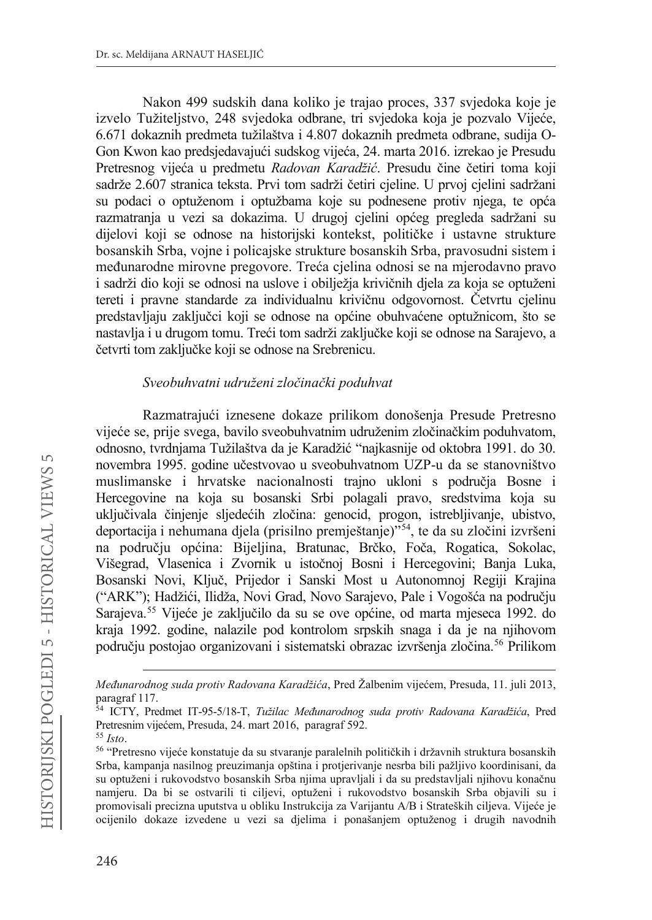Nakon 499 sudskih dana koliko je trajao proces, 337 svjedoka koje je izvelo Tužiteljstvo, 248 svjedoka odbrane, tri svjedoka koja je pozvalo Vijeće, 6.671 dokaznih predmeta tužilaštva i 4.807 dokaznih predmeta odbrane, sudija O-Gon Kwon kao predsjedavajući sudskog vijeća, 24. marta 2016. izrekao je Presudu Pretresnog vijeća u predmetu *Radovan Karadžić*. Presudu čine četiri toma koji sadrže 2.607 stranica teksta. Prvi tom sadrži četiri cjeline. U prvoj cjelini sadržani su podaci o optuženom i optužbama koje su podnesene protiv njega, te opća razmatranja u vezi sa dokazima. U drugoj cjelini općeg pregleda sadržani su dijelovi koji se odnose na historijski kontekst, političke i ustavne strukture bosanskih Srba, vojne i policajske strukture bosanskih Srba, pravosudni sistem i međunarodne mirovne pregovore. Treća cjelina odnosi se na mjerodavno pravo i sadrži dio koji se odnosi na uslove i obilježja krivičnih djela za koja se optuženi tereti i pravne standarde za individualnu krivičnu odgovornost. Četvrtu cjelinu predstavljaju zaključci koji se odnose na općine obuhvaćene optužnicom, što se nastavlja i u drugom tomu. Treći tom sadrži zaključke koji se odnose na Sarajevo, a četvrti tom zaključke koji se odnose na Srebrenicu.

*Sveobuhvatni udruženi zločinački poduhvat*

Razmatrajući iznesene dokaze prilikom donošenja Presude Pretresno vijeće se, prije svega, bavilo sveobuhvatnim udruženim zločinačkim poduhvatom, odnosno, tvrdnjama Tužilaštva da je Karadžić "najkasnije od oktobra 1991. do 30. novembra 1995. godine učestvovao u sveobuhvatnom UZP-u da se stanovništvo muslimanske i hrvatske nacionalnosti trajno ukloni s područja Bosne i Hercegovine na koja su bosanski Srbi polagali pravo, sredstvima koja su uključivala činjenje sljedećih zločina: genocid, progon, istrebljivanje, ubistvo, deportacija i nehumana djela (prisilno premještanje)"[54], te da su zločini izvršeni na području općina: Bijeljina, Bratunac, Brčko, Foča, Rogatica, Sokolac, Višegrad, Vlasenica i Zvornik u istočnoj Bosni i Hercegovini; Banja Luka, Bosanski Novi, Ključ, Prijedor i Sanski Most u Autonomnoj Regiji Krajina ("ARK"); Hadžići, Ilidža, Novi Grad, Novo Sarajevo, Pale i Vogošća na području Sarajeva.[55] Vijeće je zaključilo da su se ove općine, od marta mjeseca 1992. do kraja 1992. godine, nalazile pod kontrolom srpskih snaga i da je na njihovom području postojao organizovani i sistematski obrazac izvršenja zločina.[56] Prilikom

---

*Međunarodnog suda protiv Radovana Karadžića*, Pred Žalbenim vijećem, Presuda, 11. juli 2013, paragraf 117.

[54] ICTY, Predmet IT-95-5/18-T, *Tužilac Međunarodnog suda protiv Radovana Karadžića*, Pred Pretresnim vijećem, Presuda, 24. mart 2016, paragraf 592.

[55] *Isto*.

[56] "Pretresno vijeće konstatuje da su stvaranje paralelnih političkih i državnih struktura bosanskih Srba, kampanja nasilnog preuzimanja opština i protjerivanje nesrba bili pažljivo koordinisani, da su optuženi i rukovodstvo bosanskih Srba njima upravljali i da su predstavljali njihovu konačnu namjeru. Da bi se ostvarili ti ciljevi, optuženi i rukovodstvo bosanskih Srba objavili su i promovisali precizna uputstva u obliku Instrukcija za Varijantu A/B i Strateških ciljeva. Vijeće je ocijenilo dokaze izvedene u vezi sa djelima i ponašanjem optuženog i drugih navodnih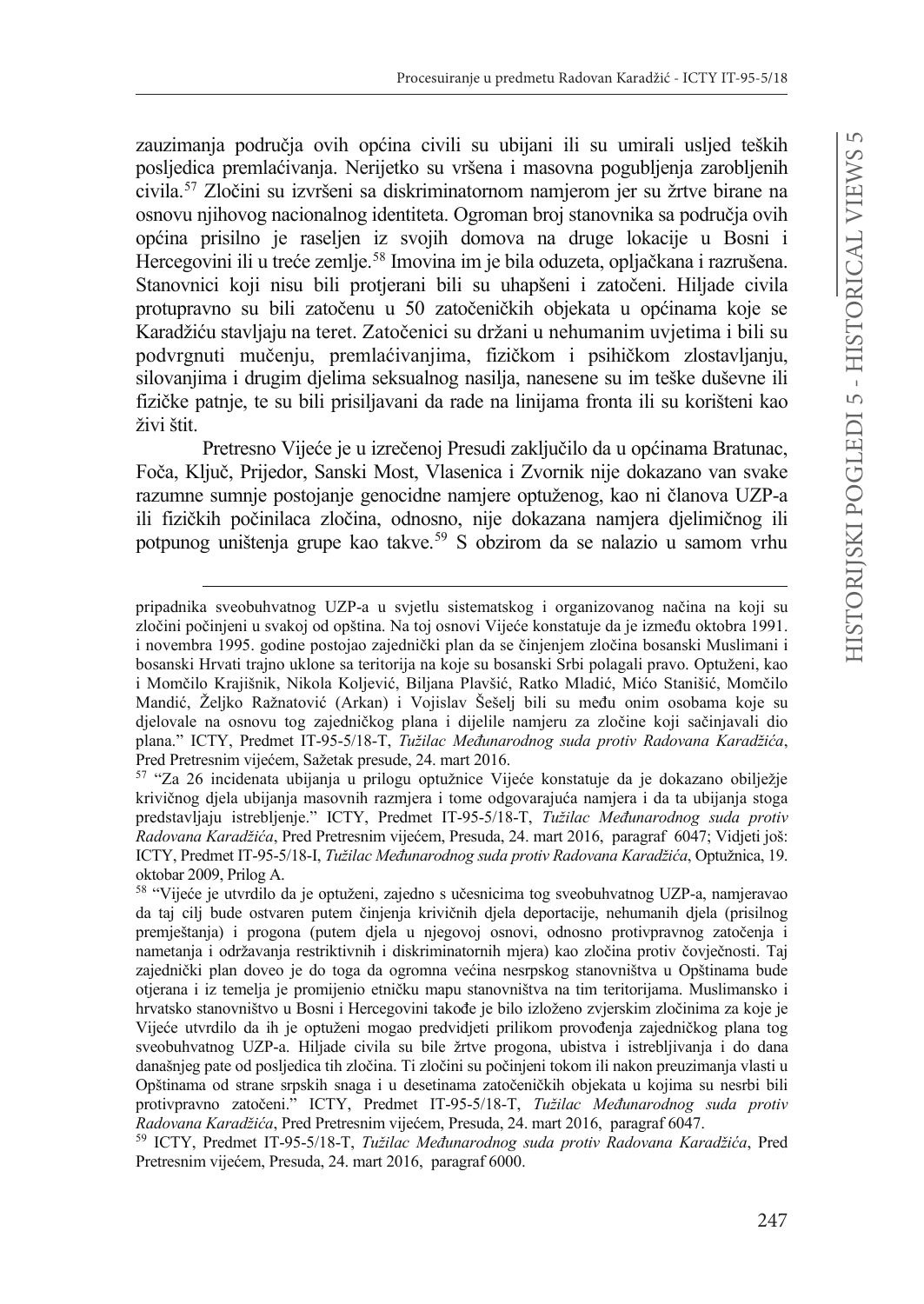zauzimanja područja ovih općina civili su ubijani ili su umirali usljed teških posljedica premlaćivanja. Nerijetko su vršena i masovna pogubljenja zarobljenih civila.[57] Zločini su izvršeni sa diskriminatornom namjerom jer su žrtve birane na osnovu njihovog nacionalnog identiteta. Ogroman broj stanovnika sa područja ovih općina prisilno je raseljen iz svojih domova na druge lokacije u Bosni i Hercegovini ili u treće zemlje.[58] Imovina im je bila oduzeta, opljačkana i razrušena. Stanovnici koji nisu bili protjerani bili su uhapšeni i zatočeni. Hiljade civila protupravno su bili zatočenu u 50 zatočeničkih objekata u općinama koje se Karadžiću stavljaju na teret. Zatočenici su držani u nehumanim uvjetima i bili su podvrgnuti mučenju, premlaćivanjima, fizičkom i psihičkom zlostavljanju, silovanjima i drugim djelima seksualnog nasilja, nanesene su im teške duševne ili fizičke patnje, te su bili prisiljavani da rade na linijama fronta ili su korišteni kao živi štit.

Pretresno Vijeće je u izrečenoj Presudi zaključilo da u općinama Bratunac, Foča, Ključ, Prijedor, Sanski Most, Vlasenica i Zvornik nije dokazano van svake razumne sumnje postojanje genocidne namjere optuženog, kao ni članova UZP-a ili fizičkih počinilaca zločina, odnosno, nije dokazana namjera djelimičnog ili potpunog uništenja grupe kao takve.[59] S obzirom da se nalazio u samom vrhu

---

pripadnika sveobuhvatnog UZP-a u svjetlu sistematskog i organizovanog načina na koji su zločini počinjeni u svakoj od opština. Na toj osnovi Vijeće konstatuje je između oktobra 1991. i novembra 1995. godine postojao zajednički plan da se činjenjem zločina bosanski Muslimani i bosanski Hrvati trajno uklone sa teritorija na koje su bosanski Srbi polagali pravo. Optuženi, kao i Momčilo Krajišnik, Nikola Koljević, Biljana Plavšić, Ratko Mladić, Mićo Stanišić, Momčilo Mandić, Željko Ražnatović (Arkan) i Vojislav Šešelj bili su među onim osobama koje su djelovale na osnovu tog zajedničkog plana i dijelile namjeru za zločine koji sačinjavali dio plana." ICTY, Predmet IT-95-5/18-T, *Tužilac Međunarodnog suda protiv Radovana Karadžića*, Pred Pretresnim vijećem, Sažetak presude, 24. mart 2016.

[57] "Za 26 incidenata ubijanja u prilogu optužnice Vijeće konstatuje da je dokazano obilježje krivičnog djela ubijanja masovnih razmjera i tome odgovarajuća namjera i da ta ubijanja stoga predstavljaju istrebljenje." ICTY, Predmet IT-95-5/18-T, *Tužilac Međunarodnog suda protiv Radovana Karadžića*, Pred Pretresnim vijećem, Presuda, 24. mart 2016, paragraf 6047; Vidjeti još: ICTY, Predmet IT-95-5/18-I, *Tužilac Međunarodnog suda protiv Radovana Karadžića*, Optužnica, 19. oktobar 2009, Prilog A.

[58] "Vijeće je utvrdilo da je optuženi, zajedno s učesnicima tog sveobuhvatnog UZP-a, namjeravao da taj cilj bude ostvaren putem činjenja krivičnih djela deportacije, nehumanih djela (prisilnog premještanja) i progona (putem djela u njegovoj osnovi, odnosno protivpravnog zatočenja i nametanja i održavanja restriktivnih i diskriminatornih mjera) kao zločina protiv čovječnosti. Taj zajednički plan doveo je do toga da ogromna većina nesrpskog stanovništva u Opštinama bude otjerana i iz temelja je promijenio etničku mapu stanovništva na tim teritorijama. Muslimansko i hrvatsko stanovništvo u Bosni i Hercegovini takođe je bilo izloženo zvjerskim zločinima za koje je Vijeće utvrdilo da ih je optuženi mogao predvidjeti prilikom provođenja zajedničkog plana tog sveobuhvatnog UZP-a. Hiljade civila su bile žrtve progona, ubistva i istrebljivanja i do dana današnjeg pate od posljedica tih zločina. Ti zločini su počinjeni tokom ili nakon preuzimanja vlasti u Opštinama od strane srpskih snaga i u desetinama zatočeničkih objekata u kojima su nesrbi bili protivpravno zatočeni." ICTY, Predmet IT-95-5/18-T, *Tužilac Međunarodnog suda protiv Radovana Karadžića*, Pred Pretresnim vijećem, Presuda, 24. mart 2016, paragraf 6047.

[59] ICTY, Predmet IT-95-5/18-T, *Tužilac Međunarodnog suda protiv Radovana Karadžića*, Pred Pretresnim vijećem, Presuda, 24. mart 2016, paragraf 6000.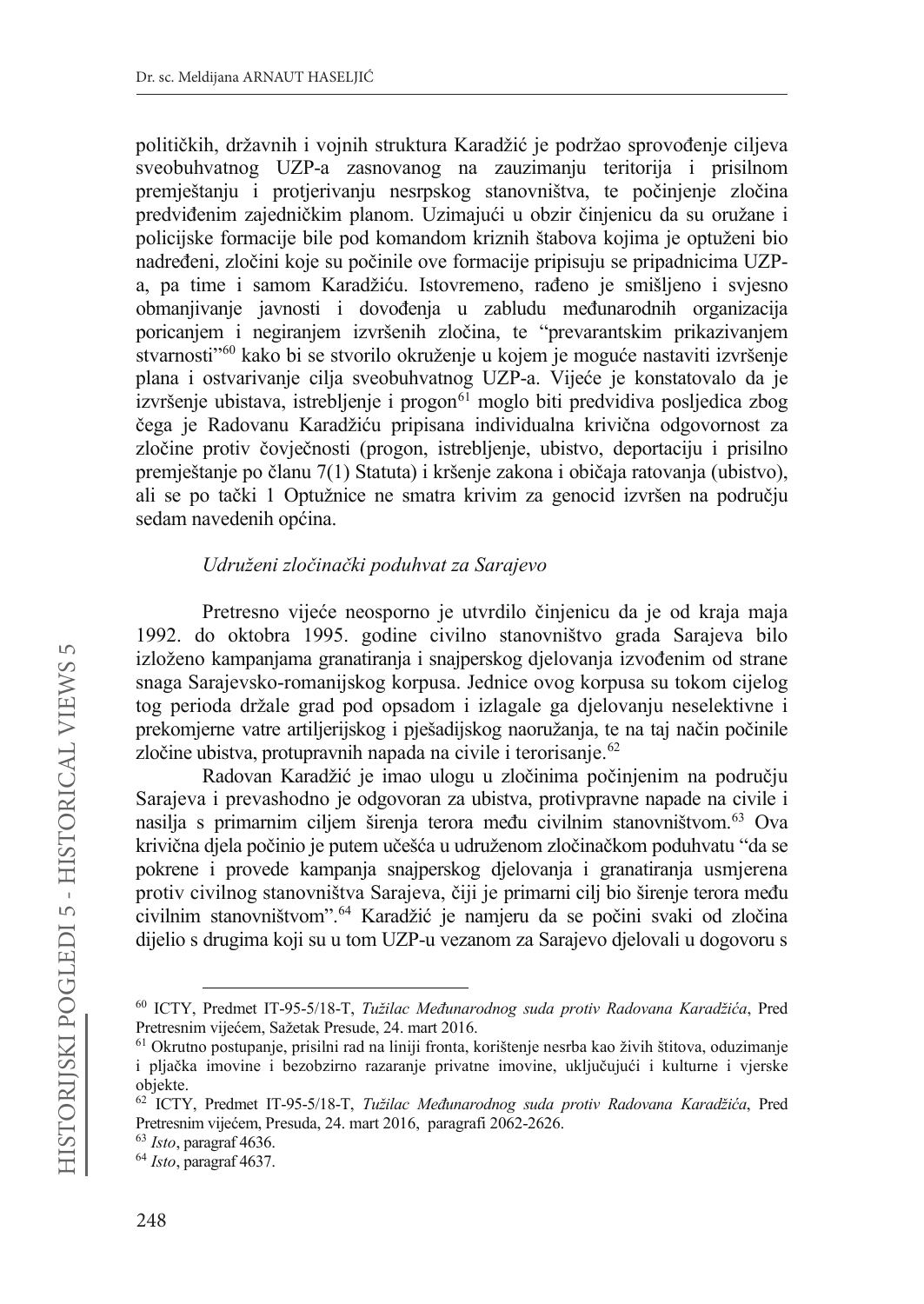političkih, državnih i vojnih struktura Karadžić je podržao sprovođenje ciljeva sveobuhvatnog UZP-a zasnovanog na zauzimanju teritorija i prisilnom premještanju i protjerivanju nesrpskog stanovništva, te počinjenje zločina predviđenim zajedničkim planom. Uzimajući u obzir činjenicu da su oružane i policijske formacije bile pod komandom kriznih štabova kojima je optuženi bio nadređeni, zločini koje su počinile ove formacije pripisuju se pripadnicima UZP-a, pa time i samom Karadžiću. Istovremeno, rađeno je smišljeno i svjesno obmanjivanje javnosti i dovođenja u zabludu međunarodnih organizacija poricanjem i negiranjem izvršenih zločina, te "prevarantskim prikazivanjem stvarnosti"[60] kako bi se stvorilo okruženje u kojem je moguće nastaviti izvršenje plana i ostvarivanje cilja sveobuhvatnog UZP-a. Vijeće je konstatovalo da je izvršenje ubistava, istrebljenje i progon[61] moglo biti predvidiva posljedica zbog čega je Radovanu Karadžiću pripisana individualna krivična odgovornost za zločine protiv čovječnosti (progon, istrebljenje, ubistvo, deportaciju i prisilno premještanje po članu 7(1) Statuta) i kršenje zakona i običaja ratovanja (ubistvo), ali se po tački 1 Optužnice ne smatra krivim za genocid izvršen na području sedam navedenih općina.

*Udruženi zločinački poduhvat za Sarajevo*

Pretresno vijeće neosporno je utvrdilo činjenicu da je od kraja maja 1992. do oktobra 1995. godine civilno stanovništvo grada Sarajeva bilo izloženo kampanjama granatiranja i snajperskog djelovanja izvođenim od strane snaga Sarajevsko-romanijskog korpusa. Jednice ovog korpusa su tokom cijelog tog perioda držale grad pod opsadom i izlagale ga djelovanju neselektivne i prekomjerne vatre artiljerijskog i pješadijskog naoružanja, te na taj način počinile zločine ubistva, protupravnih napada na civile i terorisanje.[62]

Radovan Karadžić je imao ulogu u zločinima počinjenim na području Sarajeva i prevashodno je odgovoran za ubistva, protivpravne napade na civile i nasilja s primarnim ciljem širenja terora među civilnim stanovništvom.[63] Ova krivična djela počinio je putem učešća u udruženom zločinačkom poduhvatu "da se pokrene i provede kampanja snajperskog djelovanja i granatiranja usmjerena protiv civilnog stanovništva Sarajeva, čiji je primarni cilj bio širenje terora među civilnim stanovništvom".[64] Karadžić je namjeru da se počini svaki od zločina dijelio s drugima koji su u tom UZP-u vezanom za Sarajevo djelovali u dogovoru s

---

[60] ICTY, Predmet IT-95-5/18-T, *Tužilac Međunarodnog suda protiv Radovana Karadžića*, Pred Pretresnim vijećem, Sažetak Presude, 24. mart 2016.

[61] Okrutno postupanje, prisilni rad na liniji fronta, korištenje nesrba kao živih štitova, oduzimanje i pljačka imovine i bezobzirno razaranje privatne imovine, uključujući i kulturne i vjerske objekte.

[62] ICTY, Predmet IT-95-5/18-T, *Tužilac Međunarodnog suda protiv Radovana Karadžića*, Pred Pretresnim vijećem, Presuda, 24. mart 2016, paragrafi 2062-2626.

[63] *Isto*, paragraf 4636.

[64] *Isto*, paragraf 4637.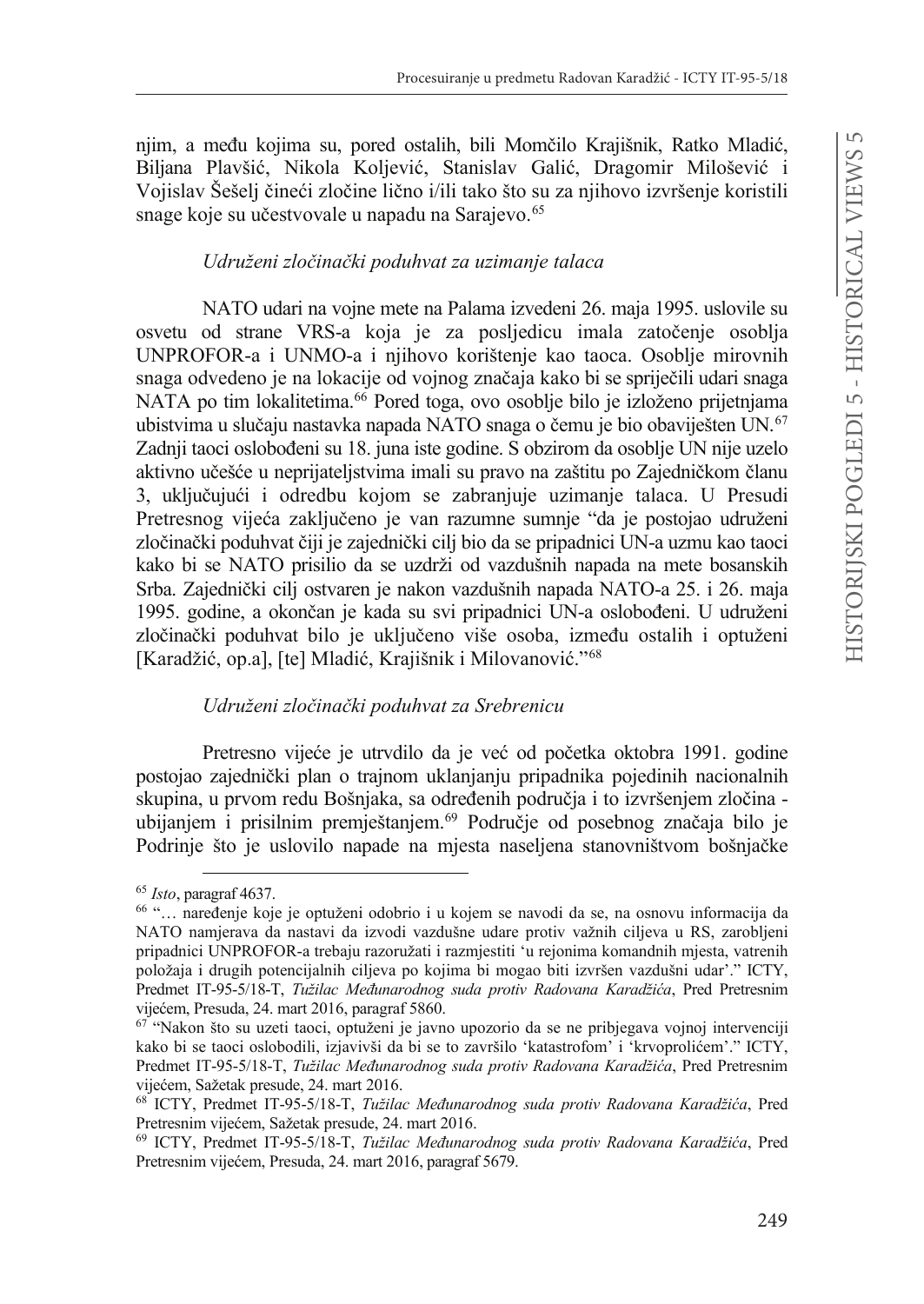njim, a među kojima su, pored ostalih, bili Momčilo Krajišnik, Ratko Mladić, Biljana Plavšić, Nikola Koljević, Stanislav Galić, Dragomir Milošević i Vojislav Šešelj čineći zločine lično i/ili tako što su za njihovo izvršenje koristili snage koje su učestvovale u napadu na Sarajevo.[65]

### *Udruženi zločinački poduhvat za uzimanje talaca*

NATO udari na vojne mete na Palama izvedeni 26. maja 1995. uslovile su osvetu od strane VRS-a koja je za posljedicu imala zatočenje osoblja UNPROFOR-a i UNMO-a i njihovo korištenje kao taoca. Osoblje mirovnih snaga odvedeno je na lokacije od vojnog značaja kako bi se spriječili udari snaga NATA po tim lokalitetima.[66] Pored toga, ovo osoblje bilo je izloženo prijetnjama ubistvima u slučaju nastavka napada NATO snaga o čemu je bio obavije­šten UN.[67] Zadnji taoci oslobođeni su 18. juna iste godine. S obzirom da osoblje UN nije uzelo aktivno učešće u neprijateljstvima imali su pravo na zaštitu po Zajedničkom članu 3, uključujući i odredbu kojom se zabranjuje uzimanje talaca. U Presudi Pretresnog vijeća zaključeno je van razumne sumnje "da je postojao udruženi zločinački poduhvat čiji je zajednički cilj bio da se pripadnici UN-a uzmu kao taoci kako bi se NATO prisilio da se uzdrži od vazdušnih napada na mete bosanskih Srba. Zajednički cilj ostvaren je nakon vazdušnih napada NATO-a 25. i 26. maja 1995. godine, a okončan je kada su svi pripadnici UN-a oslobođeni. U udruženi zločinački poduhvat bilo je uključeno više osoba, između ostalih i optuženi [Karadžić, op.a], [te] Mladić, Krajišnik i Milovanović."[68]

### *Udruženi zločinački poduhvat za Srebrenicu*

Pretresno vijeće je utvrdilo da je već od početka oktobra 1991. godine postojao zajednički plan o trajnom uklanjanju pripadnika pojedinih nacionalnih skupina, u prvom redu Bošnjaka, sa određenih područja i to izvršenjem zločina - ubijanjem i prisilnim premještanjem.[69] Područje od posebnog značaja bilo je Podrinje što je uslovilo napade na mjesta naseljena stanovništvom bošnjačke

---

[65] *Isto*, paragraf 4637.

[66] "… naređenje koje je optuženi odobrio i u kojem se navodi da se, na osnovu informacija da NATO namjerava da nastavi da izvodi vazdušne udare protiv važnih ciljeva u RS, zarobljeni pripadnici UNPROFOR-a trebaju razoružati i razmjestiti 'u rejonima komandnih mjesta, vatrenih položaja i drugih potencijalnih ciljeva po kojima bi mogao biti izvršen vazdušni udar'." ICTY, Predmet IT-95-5/18-T, *Tužilac Međunarodnog suda protiv Radovana Karadžića*, Pred Pretresnim vijećem, Presuda, 24. mart 2016, paragraf 5860.

[67] "Nakon što su uzeti taoci, optuženi je javno upozorio da se ne pribjegava vojnoj intervenciji kako bi se taoci oslobodili, izjavivši da bi se to završilo 'katastrofom' i 'krvoprolićem'." ICTY, Predmet IT-95-5/18-T, *Tužilac Međunarodnog suda protiv Radovana Karadžića*, Pred Pretresnim vijećem, Sažetak presude, 24. mart 2016.

[68] ICTY, Predmet IT-95-5/18-T, *Tužilac Međunarodnog suda protiv Radovana Karadžića*, Pred Pretresnim vijećem, Sažetak presude, 24. mart 2016.

[69] ICTY, Predmet IT-95-5/18-T, *Tužilac Međunarodnog suda protiv Radovana Karadžića*, Pred Pretresnim vijećem, Presuda, 24. mart 2016, paragraf 5679.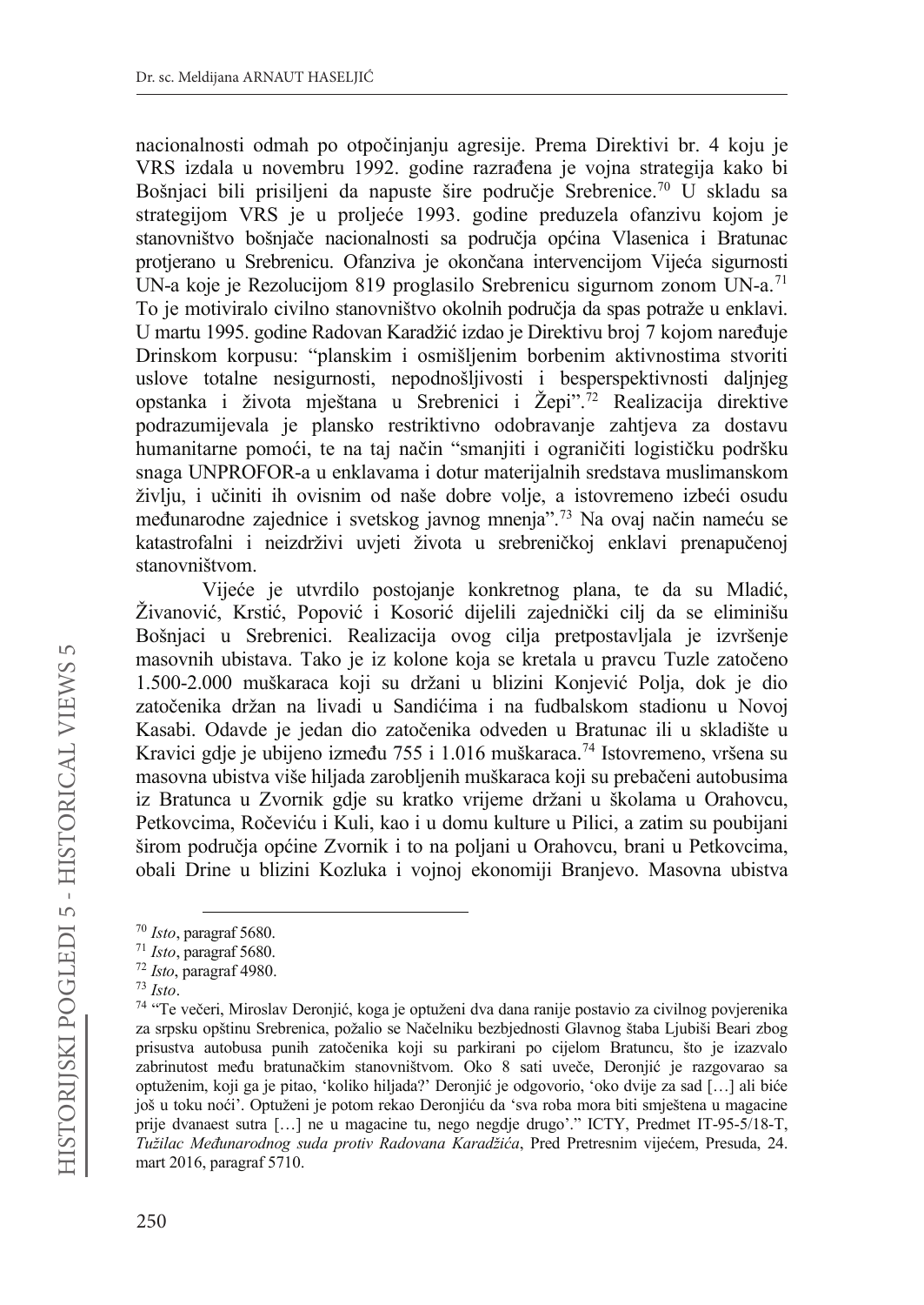nacionalnosti odmah po otpočinjanju agresije. Prema Direktivi br. 4 koju je VRS izdala u novembru 1992. godine razrađena je vojna strategija kako bi Bošnjaci bili prisiljeni da napuste šire područje Srebrenice.[70] U skladu sa strategijom VRS je u proljeće 1993. godine preduzela ofanzivu kojom je stanovništvo bošnjače nacionalnosti sa područja općina Vlasenica i Bratunac protjerano u Srebrenicu. Ofanziva je okončana intervencijom Vijeća sigurnosti UN-a koje je Rezolucijom 819 proglasilo Srebrenicu sigurnom zonom UN-a.[71] To je motiviralo civilno stanovništvo okolnih područja da spas potraže u enklavi. U martu 1995. godine Radovan Karadžić izdao je Direktivu broj 7 kojom naređuje Drinskom korpusu: "planskim i osmišljenim borbenim aktivnostima stvoriti uslove totalne nesigurnosti, nepodnošljivosti i besperspektivnosti daljnjeg opstanka i života mještana u Srebrenici i Žepi".[72] Realizacija direktive podrazumijevala je plansko restriktivno odobravanje zahtjeva za dostavu humanitarne pomoći, te na taj način "smanjiti i ograničiti logističku podršku snaga UNPROFOR-a u enklavama i dotur materijalnih sredstava muslimanskom življu, i učiniti ih ovisnim od naše dobre volje, a istovremeno izbeći osudu međunarodne zajednice i svetskog javnog mnenja".[73] Na ovaj način nameću se katastrofalni i neizdrživi uvjeti života u srebreničkoj enklavi prenapučenoj stanovništvom.

Vijeće je utvrdilo postojanje konkretnog plana, te da su Mladić, Živanović, Krstić, Popović i Kosorić dijelili zajednički cilj da se eliminišu Bošnjaci u Srebrenici. Realizacija ovog cilja pretpostavljala je izvršenje masovnih ubistava. Tako je iz kolone koja se kretala u pravcu Tuzle zatočeno 1.500-2.000 muškaraca koji su držani u blizini Konjević Polja, dok je dio zatočenika držan na livadi u Sandićima i na fudbalskom stadionu u Novoj Kasabi. Odavde je jedan dio zatočenika odveden u Bratunac ili u skladište u Kravici gdje je ubijeno između 755 i 1.016 muškaraca.[74] Istovremeno, vršena su masovna ubistva više hiljada zarobljenih muškaraca koji su prebačeni autobusima iz Bratunca u Zvornik gdje su kratko vrijeme držani u školama u Orahovcu, Petkovcima, Ročeviću i Kuli, kao i u domu kulture u Pilici, a zatim su poubijani širom područja općine Zvornik i to na poljani u Orahovcu, brani u Petkovcima, obali Drine u blizini Kozluka i vojnoj ekonomiji Branjevo. Masovna ubistva

---

[70] *Isto*, paragraf 5680.

[71] *Isto*, paragraf 5680.

[72] *Isto*, paragraf 4980.

[73] *Isto*.

[74] "Te večeri, Miroslav Deronjić, koga je optuženi dva dana ranije postavio za civilnog povjerenika za srpsku opštinu Srebrenica, požalio se Načelniku bezbjednosti Glavnog štaba Ljubiši Beari zbog prisustva autobusa punih zatočenika koji su parkirani po cijelom Bratuncu, što je izazvalo zabrinutost među bratunačkim stanovništvom. Oko 8 sati uveče, Deronjić je razgovarao sa optuženim, koji ga je pitao, 'koliko hiljada?' Deronjić je odgovorio, 'oko dvije za sad […] ali biće još u toku noći'. Optuženi je potom rekao Deronjiću da 'sva roba mora biti smještena u magacine prije dvanaest sutra […] ne u magacine tu, nego negdje drugo'." ICTY, Predmet IT-95-5/18-T, *Tužilac Međunarodnog suda protiv Radovana Karadžića*, Pred Pretresnim vijećem, Presuda, 24. mart 2016, paragraf 5710.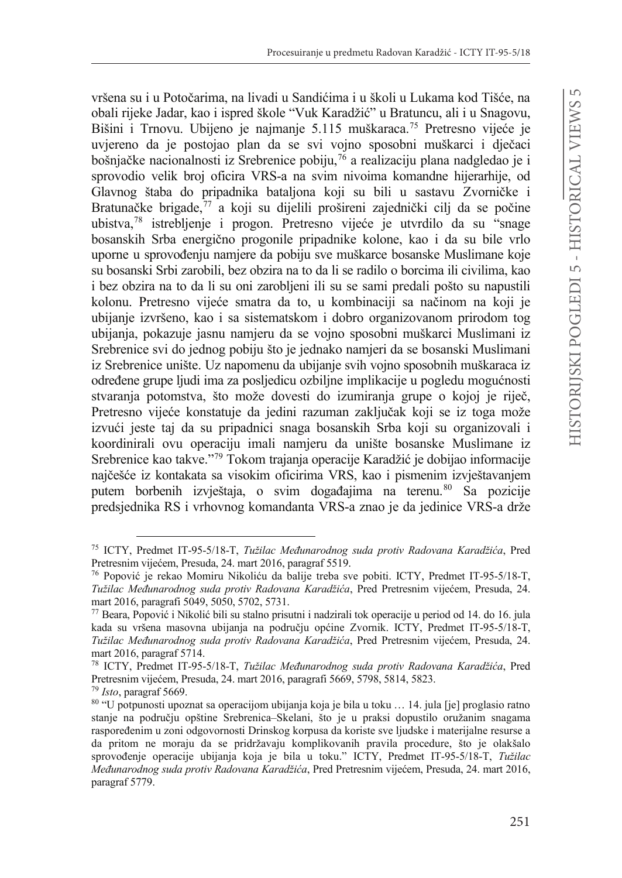vršena su i u Potočarima, na livadi u Sandićima i u školi u Lukama kod Tišće, na obali rijeke Jadar, kao i ispred škole "Vuk Karadžić" u Bratuncu, ali i u Snagovu, Bišini i Trnovu. Ubijeno je najmanje 5.115 muškaraca.[75] Pretresno vijeće je uvjereno da je postojao plan da se svi vojno sposobni muškarci i dječaci bošnjačke nacionalnosti iz Srebrenice pobiju,[76] a realizaciju plana nadgledao je i sprovodio velik broj oficira VRS-a na svim nivoima komandne hijerarhije, od Glavnog štaba do pripadnika bataljona koji su bili u sastavu Zvorničke i Bratunačke brigade,[77] a koji su dijelili prošireni zajednički cilj da se počine ubistva,[78] istrebljenje i progon. Pretresno vijeće je utvrdilo da su "snage bosanskih Srba energično progonile pripadnike kolone, kao i da su bile vrlo uporne u sprovođenju namjere da pobiju sve muškarce bosanske Muslimane koje su bosanski Srbi zarobili, bez obzira na to da li se radilo o borcima ili civilima, kao i bez obzira na to da li su oni zarobljeni ili su se sami predali pošto su napustili kolonu. Pretresno vijeće smatra da to, u kombinaciji sa načinom na koji je ubijanje izvršeno, kao i sa sistematskom i dobro organizovanom prirodom tog ubijanja, pokazuje jasnu namjeru da se vojno sposobni muškarci Muslimani iz Srebrenice svi do jednog pobiju što je jednako namjeri da se bosanski Muslimani iz Srebrenice unište. Uz napomenu da ubijanje svih vojno sposobnih muškaraca iz određene grupe ljudi ima za posljedicu ozbiljne implikacije u pogledu mogućnosti stvaranja potomstva, što može dovesti do izumiranja grupe o kojoj je riječ, Pretresno vijeće konstatuje da jedini razuman zaključak koji se iz toga može izvući jeste taj da su pripadnici snaga bosanskih Srba koji su organizovali i koordinirali ovu operaciju imali namjeru da unište bosanske Muslimane iz Srebrenice kao takve."[79] Tokom trajanja operacije Karadžić je dobijao informacije najčešće iz kontakata sa visokim oficirima VRS, kao i pismenim izvještavanjem putem borbenih izvještaja, o svim događajima na terenu.[80] Sa pozicije predsjednika RS i vrhovnog komandanta VRS-a znao je da jedinice VRS-a drže

---

[75] ICTY, Predmet IT-95-5/18-T, *Tužilac Međunarodnog suda protiv Radovana Karadžića*, Pred Pretresnim vijećem, Presuda, 24. mart 2016, paragraf 5519.

[76] Popović je rekao Momiru Nikoliću da balije treba sve pobiti. ICTY, Predmet IT-95-5/18-T, *Tužilac Međunarodnog suda protiv Radovana Karadžića*, Pred Pretresnim vijećem, Presuda, 24. mart 2016, paragrafi 5049, 5050, 5702, 5731.

[77] Beara, Popović i Nikolić bili su stalno prisutni i nadzirali tok operacije u period od 14. do 16. jula kada su vršena masovna ubijanja na području općine Zvornik. ICTY, Predmet IT-95-5/18-T, *Tužilac Međunarodnog suda protiv Radovana Karadžića*, Pred Pretresnim vijećem, Presuda, 24. mart 2016, paragraf 5714.

[78] ICTY, Predmet IT-95-5/18-T, *Tužilac Međunarodnog suda protiv Radovana Karadžića*, Pred Pretresnim vijećem, Presuda, 24. mart 2016, paragrafi 5669, 5798, 5814, 5823.

[79] *Isto*, paragraf 5669.

[80] "U potpunosti upoznat sa operacijom ubijanja koja je bila u toku … 14. jula [je] proglasio ratno stanje na području opštine Srebrenica–Skelani, što je u praksi dopustilo oružanim snagama raspoređenim u zoni odgovornosti Drinskog korpusa da koriste sve ljudske i materijalne resurse a da pritom ne moraju da se pridržavaju komplikovanih pravila procedure, što je olakšalo sprovođenje operacije ubijanja koja je bila u toku." ICTY, Predmet IT-95-5/18-T, *Tužilac Međunarodnog suda protiv Radovana Karadžića*, Pred Pretresnim vijećem, Presuda, 24. mart 2016, paragraf 5779.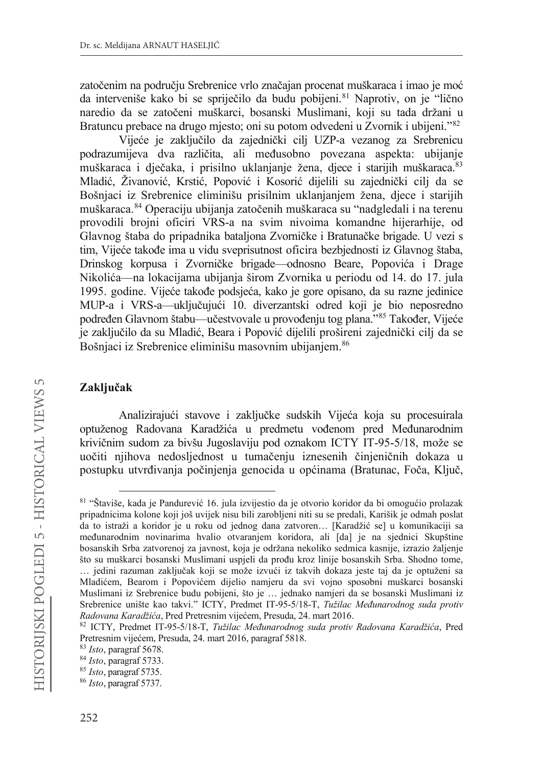zatočenim na području Srebrenice vrlo značajan procenat muškaraca i imao je moć da interveniše kako bi se spriječilo da budu pobijeni.[81] Naprotiv, on je "lično naredio da se zatočeni muškarci, bosanski Muslimani, koji su tada držani u Bratuncu prebace na drugo mjesto; oni su potom odvedeni u Zvornik i ubijeni."[82]

Vijeće je zaključilo da zajednički cilj UZP-a vezanog za Srebrenicu podrazumijeva dva različita, ali međusobno povezana aspekta: ubijanje muškaraca i dječaka, i prisilno uklanjanje žena, djece i starijih muškaraca.[83] Mladić, Živanović, Krstić, Popović i Kosorić dijelili su zajednički cilj da se Bošnjaci iz Srebrenice eliminišu prisilnim uklanjanjem žena, djece i starijih muškaraca.[84] Operaciju ubijanja zatočenih muškaraca su "nadgledali i na terenu provodili brojni oficiri VRS-a na svim nivoima komandne hijerarhije, od Glavnog štaba do pripadnika bataljona Zvorničke i Bratunačke brigade. U vezi s tim, Vijeće takođe ima u vidu sveprisutnost oficira bezbjednosti iz Glavnog štaba, Drinskog korpusa i Zvorničke brigade—odnosno Beare, Popovića i Drage Nikolića—na lokacijama ubijanja širom Zvornika u periodu od 14. do 17. jula 1995. godine. Vijeće takođe podsjeća, kako je gore opisano, da su razne jedinice MUP-a i VRS-a—uključujući 10. diverzantski odred koji je bio neposredno podređen Glavnom štabu—učestvovale u provođenju tog plana."[85] Također, Vijeće je zaključilo da su Mladić, Beara i Popović dijelili prošireni zajednički cilj da se Bošnjaci iz Srebrenice eliminišu masovnim ubijanjem.[86]

## Zaključak

Analizirajući stavove i zaključke sudskih Vijeća koja su procesuirala optuženog Radovana Karadžića u predmetu vođenom pred Međunarodnim krivičnim sudom za bivšu Jugoslaviju pod oznakom ICTY IT-95-5/18, može se uočiti njihova nedosljednost u tumačenju iznesenih činjeničnih dokaza u postupku utvrđivanja počinjenja genocida u općinama (Bratunac, Foča, Ključ,

---

[81] "Štaviše, kada je Pandurević 16. jula izvijestio da je otvorio koridor da bi omogućio prolazak pripadnicima kolone koji još uvijek nisu bili zarobljeni niti su se predali, Karišik je odmah poslat da to istraži a koridor je u roku od jednog dana zatvoren… [Karadžić se] u komunikaciji sa međunarodnim novinarima hvalio otvaranjem koridora, ali [da] je na sjednici Skupštine bosanskih Srba zatvorenoj za javnost, koja je održana nekoliko sedmica kasnije, izrazio žaljenje što su muškarci bosanski Muslimani uspjeli da prođu kroz linije bosanskih Srba. Shodno tome, … jedini razuman zaključak koji se može izvući iz takvih dokaza jeste taj da je optuženi sa Mladićem, Bearom i Popovićem dijelio namjeru da svi vojno sposobni muškarci bosanski Muslimani iz Srebrenice budu pobijeni, što je … jednako namjeri da se bosanski Muslimani iz Srebrenice unište kao takvi." ICTY, Predmet IT-95-5/18-T, *Tužilac Međunarodnog suda protiv Radovana Karadžića*, Pred Pretresnim vijećem, Presuda, 24. mart 2016.

[82] ICTY, Predmet IT-95-5/18-T, *Tužilac Međunarodnog suda protiv Radovana Karadžića*, Pred Pretresnim vijećem, Presuda, 24. mart 2016, paragraf 5818.

[83] *Isto*, paragraf 5678.

[84] *Isto*, paragraf 5733.

[85] *Isto*, paragraf 5735.

[86] *Isto*, paragraf 5737.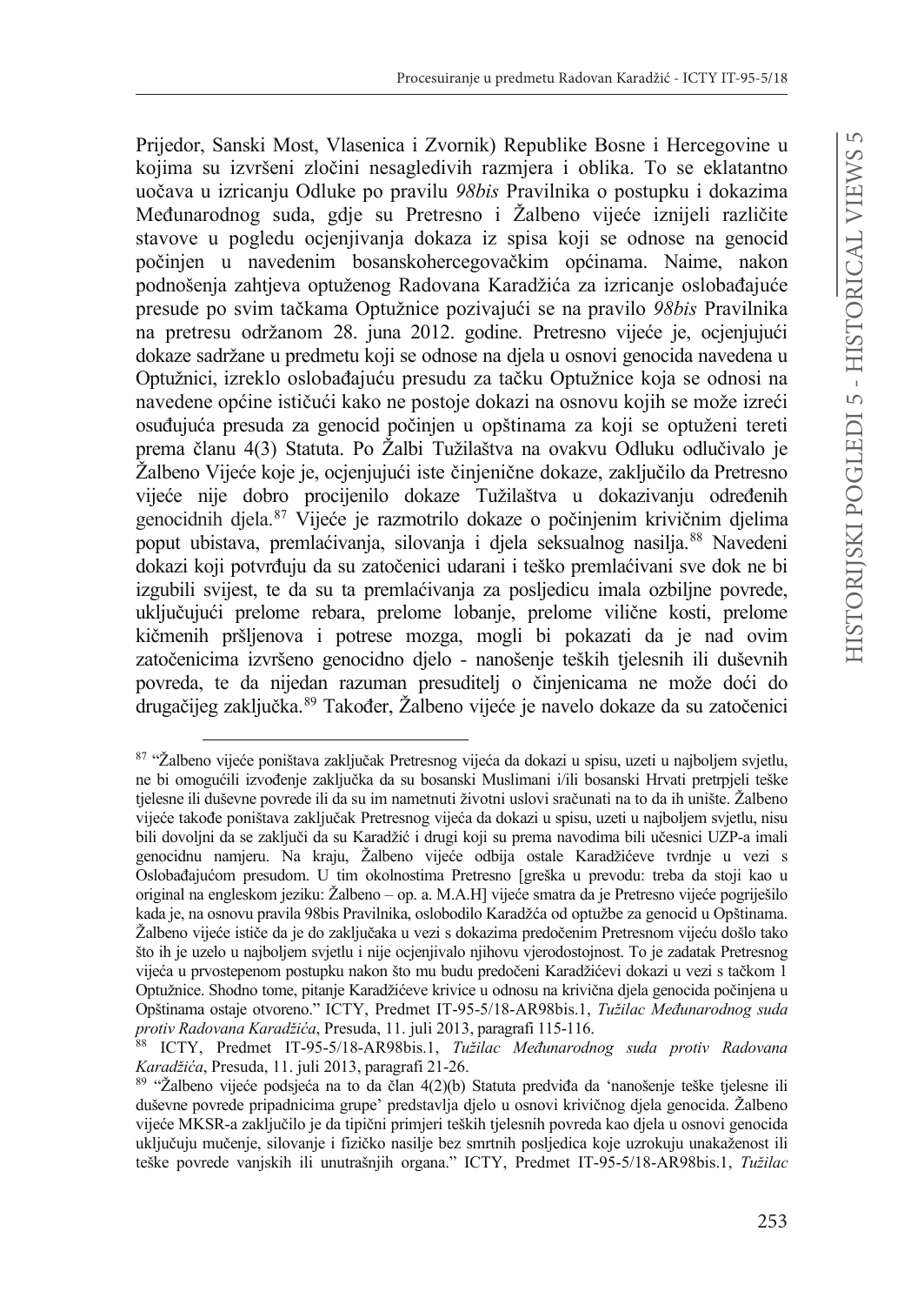Prijedor, Sanski Most, Vlasenica i Zvornik) Republike Bosne i Hercegovine u kojima su izvršeni zločini nesagledivih razmjera i oblika. To se eklatantno uočava u izricanju Odluke po pravilu *98bis* Pravilnika o postupku i dokazima Međunarodnog suda, gdje su Pretresno i Žalbeno vijeće iznijeli različite stavove u pogledu ocjenjivanja dokaza iz spisa koji se odnose na genocid počinjen u navedenim bosanskohercegovačkim općinama. Naime, nakon podnošenja zahtjeva optuženog Radovana Karadžića za izricanje oslobađajuće presude po svim tačkama Optužnice pozivajući se na pravilo *98bis* Pravilnika na pretresu održanom 28. juna 2012. godine. Pretresno vijeće je, ocjenjujući dokaze sadržane u predmetu koji se odnose na djela u osnovi genocida navedena u Optužnici, izreklo oslobađajuću presudu za tačku Optužnice koja se odnosi na navedene općine ističući kako ne postoje dokazi na osnovu kojih se može izreći osuđujuća presuda za genocid počinjen u opštinama za koji se optuženi tereti prema članu 4(3) Statuta. Po Žalbi Tužilaštva na ovakvu Odluku odlučivalo je Žalbeno Vijeće koje je, ocjenjujući iste činjenične dokaze, zaključilo da Pretresno vijeće nije dobro procijenilo dokaze Tužilaštva u dokazivanju određenih genocidnih djela.[87] Vijeće je razmotrilo dokaze o počinjenim krivičnim djelima poput ubistava, premlaćivanja, silovanja i djela seksualnog nasilja.[88] Navedeni dokazi koji potvrđuju da su zatočenici udarani i teško premlaćivani sve dok ne bi izgubili svijest, te da su ta premlaćivanja za posljedicu imala ozbiljne povrede, uključujući prelome rebara, prelome lobanje, prelome vilične kosti, prelome kičmenih pršljenova i potrese mozga, mogli bi pokazati da je nad ovim zatočenicima izvršeno genocidno djelo - nanošenje teških tjelesnih ili duševnih povreda, te da nijedan razuman presuditelj o činjenicama ne može doći do drugačijeg zaključka.[89] Također, Žalbeno vijeće je navelo dokaze da su zatočenici

---

[87] "Žalbeno vijeće poništava zaključak Pretresnog vijeća da dokazi u spisu, uzeti u najboljem svjetlu, ne bi omogućili izvođenje zaključka da su bosanski Muslimani i/ili bosanski Hrvati pretrpjeli teške tjelesne ili duševne povrede ili da su im nametnuti životni uslovi sračunati na to da ih unište. Žalbeno vijeće takođe poništava zaključak Pretresnog vijeća da dokazi u spisu, uzeti u najboljem svjetlu, nisu bili dovoljni da se zaključi da su Karadžić i drugi koji su prema navodima bili učesnici UZP-a imali genocidnu namjeru. Na kraju, Žalbeno vijeće odbija ostale Karadžićeve tvrdnje u vezi s Oslobađajućom presudom. U tim okolnostima Pretresno [greška u prevodu: treba da stoji kao u original na engleskom jeziku: Žalbeno – op. a. M.A.H] vijeće smatra da je Pretresno vijeće pogriješilo kada je, na osnovu pravila 98bis Pravilnika, oslobodilo Karadžća od optužbe za genocid u Opštinama. Žalbeno vijeće ističe da je do zaključaka u vezi s dokazima predočenim Pretresnom vijeću došlo tako što ih je uzelo u najboljem svjetlu i nije ocjenjivalo njihovu vjerodostojnost. To je zadatak Pretresnog vijeća u prvostepenom postupku nakon što mu budu predočeni Karadžićevi dokazi u vezi s tačkom 1 Optužnice. Shodno tome, pitanje Karadžićeve krivice u odnosu na krivična djela genocida počinjena u Opštinama ostaje otvoreno." ICTY, Predmet IT-95-5/18-AR98bis.1, *Tužilac Međunarodnog suda protiv Radovana Karadžića*, Presuda, 11. juli 2013, paragrafi 115-116.

[88] ICTY, Predmet IT-95-5/18-AR98bis.1, *Tužilac Međunarodnog suda protiv Radovana Karadžića*, Presuda, 11. juli 2013, paragrafi 21-26.

[89] "Žalbeno vijeće podsjeća na to da član 4(2)(b) Statuta predviđa da 'nanošenje teške tjelesne ili duševne povrede pripadnicima grupe' predstavlja djelo u osnovi krivičnog djela genocida. Žalbeno vijeće MKSR-a zaključilo je da tipični primjeri teških tjelesnih povreda kao djela u osnovi genocida uključuju mučenje, silovanje i fizičko nasilje bez smrtnih posljedica koje uzrokuju unakaženost ili teške povrede vanjskih ili unutrašnjih organa." ICTY, Predmet IT-95-5/18-AR98bis.1, *Tužilac*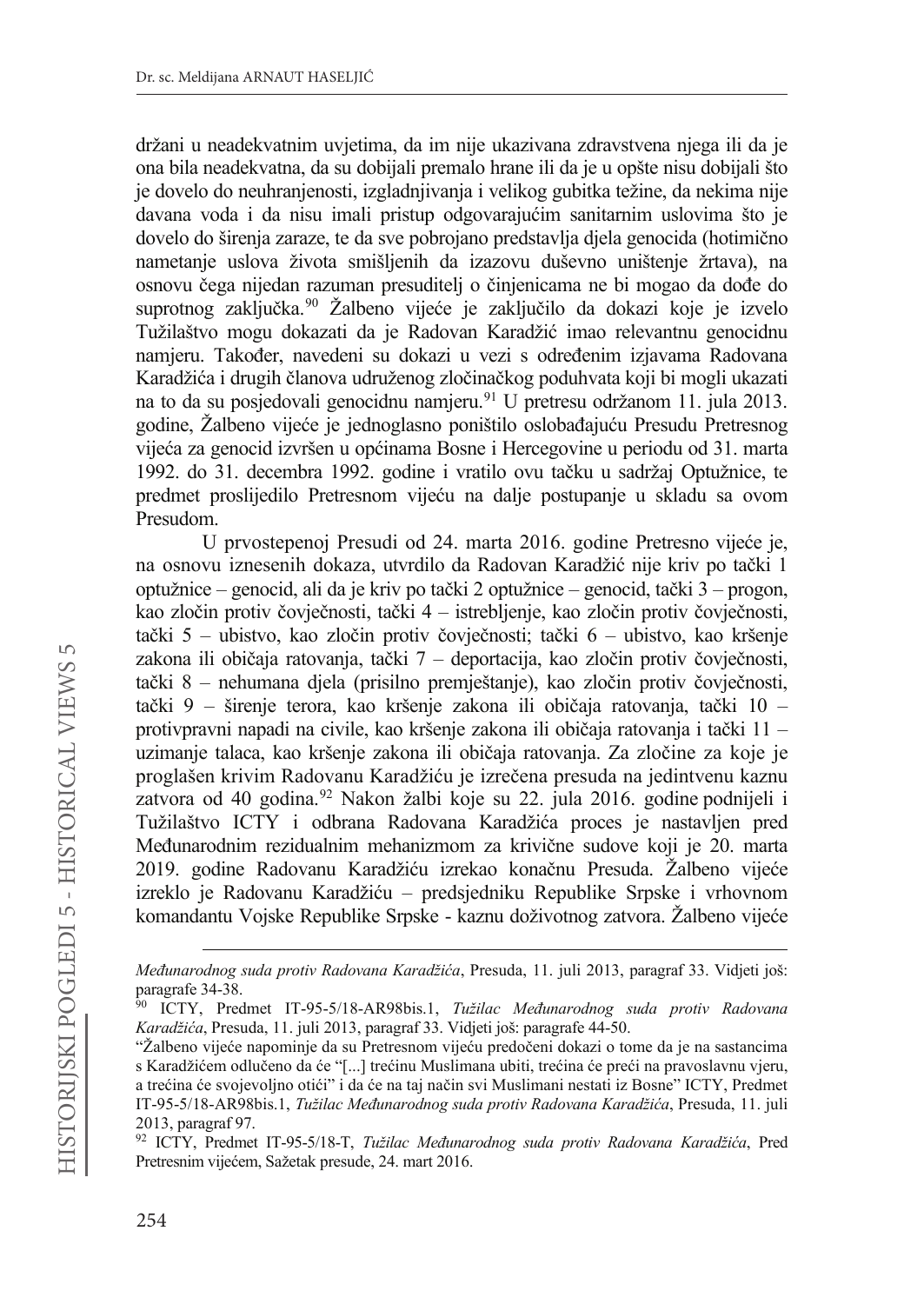držani u neadekvatnim uvjetima, da im nije ukazivana zdravstvena njega ili da je ona bila neadekvatna, da su dobijali premalo hrane ili da je u opšte nisu dobijali što je dovelo do neuhranjenosti, izgladnjivanja i velikog gubitka težine, da nekima nije davana voda i da nisu imali pristup odgovarajućim sanitarnim uslovima što je dovelo do širenja zaraze, te da sve pobrojano predstavlja djela genocida (hotimično nametanje uslova života smišljenih da izazovu duševno uništenje žrtava), na osnovu čega nijedan razuman presuditelj o činjenicama ne bi mogao da dođe do suprotnog zaključka.[90] Žalbeno vijeće je zaključilo da dokazi koje je izvelo Tužilaštvo mogu dokazati da je Radovan Karadžić imao relevantnu genocidnu namjeru. Također, navedeni su dokazi u vezi s određenim izjavama Radovana Karadžića i drugih članova udruženog zločinačkog poduhvata koji bi mogli ukazati na to da su posjedovali genocidnu namjeru.[91] U pretresu održanom 11. jula 2013. godine, Žalbeno vijeće je jednoglasno poništilo oslobađajuću Presudu Pretresnog vijeća za genocid izvršen u općinama Bosne i Hercegovine u periodu od 31. marta 1992. do 31. decembra 1992. godine i vratilo ovu tačku u sadržaj Optužnice, te predmet proslijedilo Pretresnom vijeću na dalje postupanje u skladu sa ovom Presudom.

U prvostepenoj Presudi od 24. marta 2016. godine Pretresno vijeće je, na osnovu iznesenih dokaza, utvrdilo da Radovan Karadžić nije kriv po tački 1 optužnice – genocid, ali da je kriv po tački 2 optužnice – genocid, tački 3 – progon, kao zločin protiv čovječnosti, tački 4 – istrebljenje, kao zločin protiv čovječnosti, tački 5 – ubistvo, kao zločin protiv čovječnosti; tački 6 – ubistvo, kao kršenje zakona ili običaja ratovanja, tački 7 – deportacija, kao zločin protiv čovječnosti, tački 8 – nehumana djela (prisilno premještanje), kao zločin protiv čovječnosti, tački 9 – širenje terora, kao kršenje zakona ili običaja ratovanja, tački 10 – protivpravni napadi na civile, kao kršenje zakona ili običaja ratovanja i tački 11 – uzimanje talaca, kao kršenje zakona ili običaja ratovanja. Za zločine za koje je proglašen krivim Radovanu Karadžiću je izrečena presuda na jedintvenu kaznu zatvora od 40 godina.[92] Nakon žalbi koje su 22. jula 2016. godine podnijeli i Tužilaštvo ICTY i odbrana Radovana Karadžića proces je nastavljen pred Međunarodnim rezidualnim mehanizmom za krivične sudove koji je 20. marta 2019. godine Radovanu Karadžiću izrekao konačnu Presuda. Žalbeno vijeće izreklo je Radovanu Karadžiću – predsjedniku Republike Srpske i vrhovnom komandantu Vojske Republike Srpske - kaznu doživotnog zatvora. Žalbeno vijeće

---

*Međunarodnog suda protiv Radovana Karadžića*, Presuda, 11. juli 2013, paragraf 33. Vidjeti još: paragrafe 34-38.

[90] ICTY, Predmet IT-95-5/18-AR98bis.1, *Tužilac Međunarodnog suda protiv Radovana Karadžića*, Presuda, 11. juli 2013, paragraf 33. Vidjeti još: paragrafe 44-50.

[91] "Žalbeno vijeće napominje da su Pretresnom vijeću predočeni dokazi o tome da je na sastancima s Karadžićem odlučeno da će "[...] trećinu Muslimana ubiti, trećina će preći na pravoslavnu vjeru, a trećina će svojevoljno otići" i da će na taj način svi Muslimani nestati iz Bosne" ICTY, Predmet IT-95-5/18-AR98bis.1, *Tužilac Međunarodnog suda protiv Radovana Karadžića*, Presuda, 11. juli 2013, paragraf 97.

[92] ICTY, Predmet IT-95-5/18-T, *Tužilac Međunarodnog suda protiv Radovana Karadžića*, Pred Pretresnim vijećem, Sažetak presude, 24. mart 2016.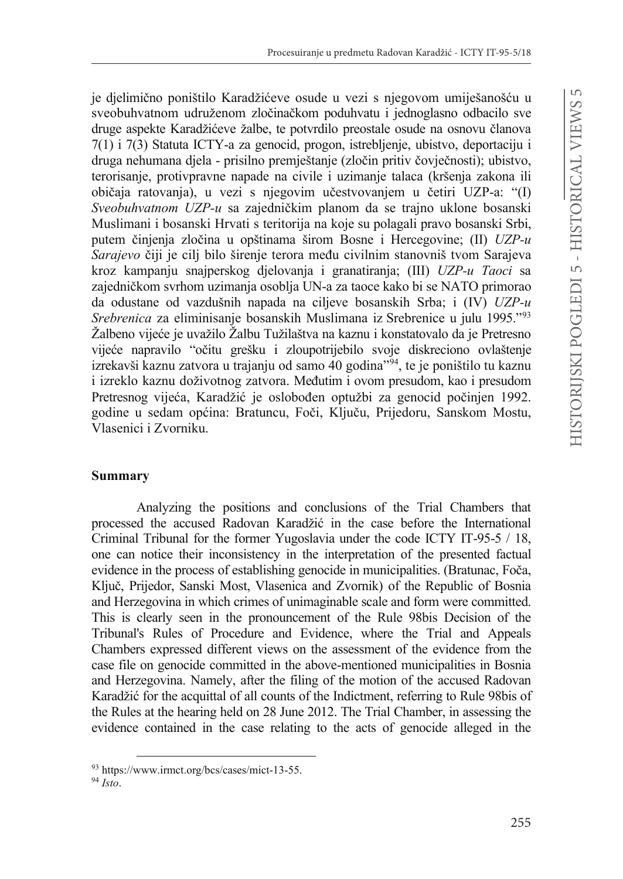je djelimično poništilo Karadžićeve osude u vezi s njegovom umiješanošću u sveobuhvatnom udruženom zločinačkom poduhvatu i jednoglasno odbacilo sve druge aspekte Karadžićeve žalbe, te potvrdilo preostale osude na osnovu članova 7(1) i 7(3) Statuta ICTY-a za genocid, progon, istrebljenje, ubistvo, deportaciju i druga nehumana djela - prisilno premještanje (zločin pritiv čovječnosti); ubistvo, terorisanje, protivpravne napade na civile i uzimanje talaca (kršenja zakona ili običaja ratovanja), u vezi s njegovim učestvovanjem u četiri UZP-a: "(I) *Sveobuhvatnom UZP-u* sa zajedničkim planom da se trajno uklone bosanski Muslimani i bosanski Hrvati s teritorija na koje su polagali pravo bosanski Srbi, putem činjenja zločina u opštinama širom Bosne i Hercegovine; (II) *UZP-u Sarajevo* čiji je cilj bilo širenje terora među civilnim stanovniš tvom Sarajeva kroz kampanju snajperskog djelovanja i granatiranja; (III) *UZP-u Taoci* sa zajedničkom svrhom uzimanja osoblja UN-a za taoce kako bi se NATO primorao da odustane od vazdušnih napada na ciljeve bosanskih Srba; i (IV) *UZP-u Srebrenica* za eliminisanje bosanskih Muslimana iz Srebrenice u julu 1995."[93] Žalbeno vijeće je uvažilo Žalbu Tužilaštva na kaznu i konstatovalo da je Pretresno vijeće napravilo "očitu grešku i zloupotrijebilo svoje diskreciono ovlaštenje izrekavši kaznu zatvora u trajanju od samo 40 godina"[94], te je poništilo tu kaznu i izreklo kaznu doživotnog zatvora. Međutim i ovom presudom, kao i presudom Pretresnog vijeća, Karadžić je oslobođen optužbi za genocid počinjen 1992. godine u sedam općina: Bratuncu, Foči, Ključu, Prijedoru, Sanskom Mostu, Vlasenici i Zvorniku.

**Summary**

Analyzing the positions and conclusions of the Trial Chambers that processed the accused Radovan Karadžić in the case before the International Criminal Tribunal for the former Yugoslavia under the code ICTY IT-95-5 / 18, one can notice their inconsistency in the interpretation of the presented factual evidence in the process of establishing genocide in municipalities. (Bratunac, Foča, Ključ, Prijedor, Sanski Most, Vlasenica and Zvornik) of the Republic of Bosnia and Herzegovina in which crimes of unimaginable scale and form were committed. This is clearly seen in the pronouncement of the Rule 98bis Decision of the Tribunal's Rules of Procedure and Evidence, where the Trial and Appeals Chambers expressed different views on the assessment of the evidence from the case file on genocide committed in the above-mentioned municipalities in Bosnia and Herzegovina. Namely, after the filing of the motion of the accused Radovan Karadžić for the acquittal of all counts of the Indictment, referring to Rule 98bis of the Rules at the hearing held on 28 June 2012. The Trial Chamber, in assessing the evidence contained in the case relating to the acts of genocide alleged in the

---

[93] https://www.irmct.org/bcs/cases/mict-13-55.

[94] *Isto*.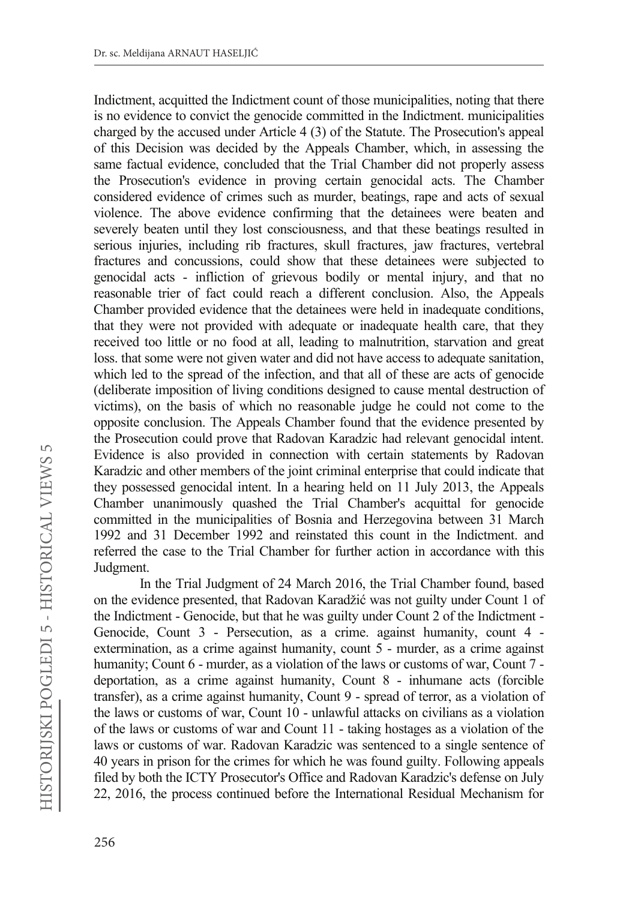Indictment, acquitted the Indictment count of those municipalities, noting that there is no evidence to convict the genocide committed in the Indictment. municipalities charged by the accused under Article 4 (3) of the Statute. The Prosecution's appeal of this Decision was decided by the Appeals Chamber, which, in assessing the same factual evidence, concluded that the Trial Chamber did not properly assess the Prosecution's evidence in proving certain genocidal acts. The Chamber considered evidence of crimes such as murder, beatings, rape and acts of sexual violence. The above evidence confirming that the detainees were beaten and severely beaten until they lost consciousness, and that these beatings resulted in serious injuries, including rib fractures, skull fractures, jaw fractures, vertebral fractures and concussions, could show that these detainees were subjected to genocidal acts - infliction of grievous bodily or mental injury, and that no reasonable trier of fact could reach a different conclusion. Also, the Appeals Chamber provided evidence that the detainees were held in inadequate conditions, that they were not provided with adequate or inadequate health care, that they received too little or no food at all, leading to malnutrition, starvation and great loss. that some were not given water and did not have access to adequate sanitation, which led to the spread of the infection, and that all of these are acts of genocide (deliberate imposition of living conditions designed to cause mental destruction of victims), on the basis of which no reasonable judge he could not come to the opposite conclusion. The Appeals Chamber found that the evidence presented by the Prosecution could prove that Radovan Karadzic had relevant genocidal intent. Evidence is also provided in connection with certain statements by Radovan Karadzic and other members of the joint criminal enterprise that could indicate that they possessed genocidal intent. In a hearing held on 11 July 2013, the Appeals Chamber unanimously quashed the Trial Chamber's acquittal for genocide committed in the municipalities of Bosnia and Herzegovina between 31 March 1992 and 31 December 1992 and reinstated this count in the Indictment. and referred the case to the Trial Chamber for further action in accordance with this Judgment.

In the Trial Judgment of 24 March 2016, the Trial Chamber found, based on the evidence presented, that Radovan Karadžić was not guilty under Count 1 of the Indictment - Genocide, but that he was guilty under Count 2 of the Indictment - Genocide, Count 3 - Persecution, as a crime. against humanity, count 4 - extermination, as a crime against humanity, count 5 - murder, as a crime against humanity; Count 6 - murder, as a violation of the laws or customs of war, Count 7 - deportation, as a crime against humanity, Count 8 - inhumane acts (forcible transfer), as a crime against humanity, Count 9 - spread of terror, as a violation of the laws or customs of war, Count 10 - unlawful attacks on civilians as a violation of the laws or customs of war and Count 11 - taking hostages as a violation of the laws or customs of war. Radovan Karadzic was sentenced to a single sentence of 40 years in prison for the crimes for which he was found guilty. Following appeals filed by both the ICTY Prosecutor's Office and Radovan Karadzic's defense on July 22, 2016, the process continued before the International Residual Mechanism for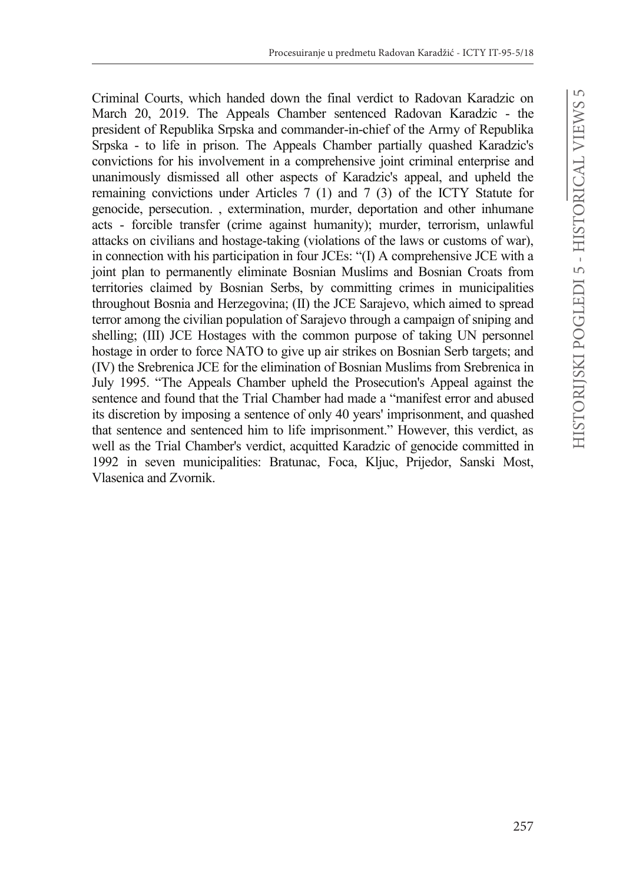Criminal Courts, which handed down the final verdict to Radovan Karadzic on March 20, 2019. The Appeals Chamber sentenced Radovan Karadzic - the president of Republika Srpska and commander-in-chief of the Army of Republika Srpska - to life in prison. The Appeals Chamber partially quashed Karadzic's convictions for his involvement in a comprehensive joint criminal enterprise and unanimously dismissed all other aspects of Karadzic's appeal, and upheld the remaining convictions under Articles 7 (1) and 7 (3) of the ICTY Statute for genocide, persecution. , extermination, murder, deportation and other inhumane acts - forcible transfer (crime against humanity); murder, terrorism, unlawful attacks on civilians and hostage-taking (violations of the laws or customs of war), in connection with his participation in four JCEs: "(I) A comprehensive JCE with a joint plan to permanently eliminate Bosnian Muslims and Bosnian Croats from territories claimed by Bosnian Serbs, by committing crimes in municipalities throughout Bosnia and Herzegovina; (II) the JCE Sarajevo, which aimed to spread terror among the civilian population of Sarajevo through a campaign of sniping and shelling; (III) JCE Hostages with the common purpose of taking UN personnel hostage in order to force NATO to give up air strikes on Bosnian Serb targets; and (IV) the Srebrenica JCE for the elimination of Bosnian Muslims from Srebrenica in July 1995. "The Appeals Chamber upheld the Prosecution's Appeal against the sentence and found that the Trial Chamber had made a "manifest error and abused its discretion by imposing a sentence of only 40 years' imprisonment, and quashed that sentence and sentenced him to life imprisonment." However, this verdict, as well as the Trial Chamber's verdict, acquitted Karadzic of genocide committed in 1992 in seven municipalities: Bratunac, Foca, Kljuc, Prijedor, Sanski Most, Vlasenica and Zvornik.